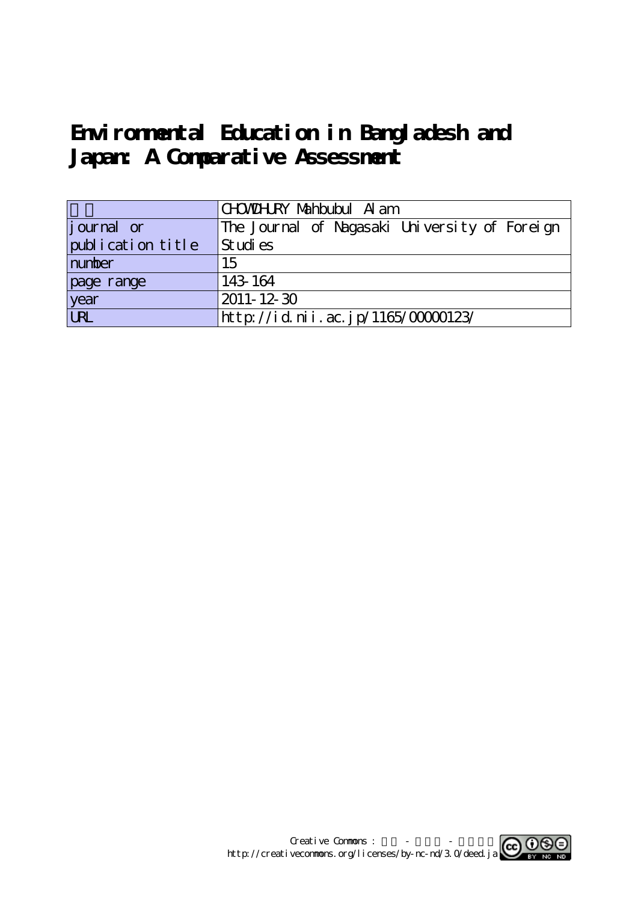# Environmental Education in Bangladesh and Japan: A Comparative Assessment

| | |
|---|---|
| 著者 | CHOWDHURY Mahbubul Alam |
| journal or publication title | The Journal of Nagasaki University of Foreign Studies |
| number | 15 |
| page range | 143-164 |
| year | 2011-12-30 |
| URL | http://id.nii.ac.jp/1165/00000123/ |

Creative Commons : 表示 - 非営利 - 改変禁止
http://creativecommons.org/licenses/by-nc-nd/3.0/deed.ja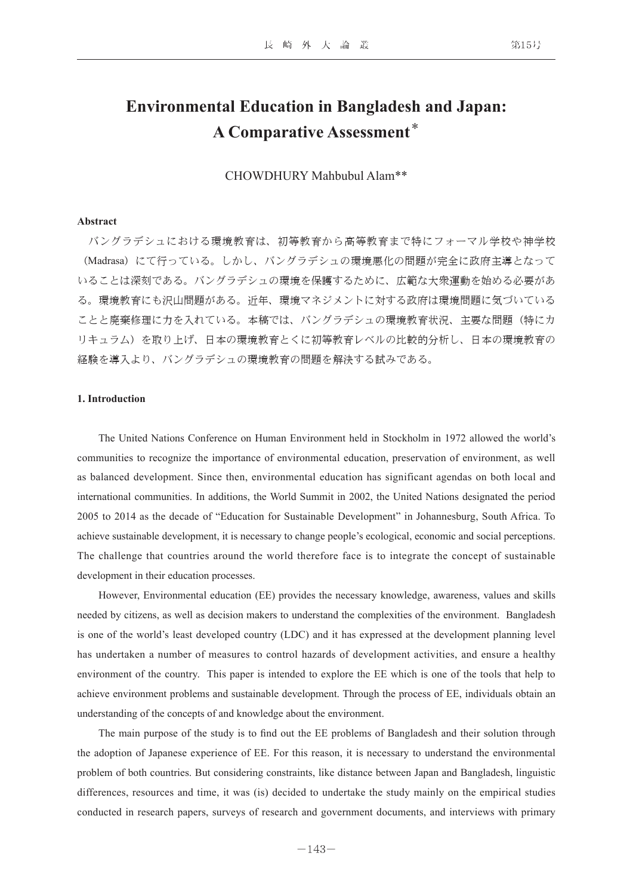# Environmental Education in Bangladesh and Japan: A Comparative Assessment*

CHOWDHURY Mahbubul Alam**

**Abstract**

バングラデシュにおける環境教育は、初等教育から高等教育まで特にフォーマル学校や神学校（Madrasa）にて行っている。しかし、バングラデシュの環境悪化の問題が完全に政府主導となっていることは深刻である。バングラデシュの環境を保護するために、広範な大衆運動を始める必要がある。環境教育にも沢山問題がある。近年、環境マネジメントに対する政府は環境問題に気づいていることと廃棄修理に力を入れている。本稿では、バングラデシュの環境教育状況、主要な問題（特にカリキュラム）を取り上げ、日本の環境教育とくに初等教育レベルの比較的分析し、日本の環境教育の経験を導入より、バングラデシュの環境教育の問題を解決する試みである。

**1. Introduction**

The United Nations Conference on Human Environment held in Stockholm in 1972 allowed the world's communities to recognize the importance of environmental education, preservation of environment, as well as balanced development. Since then, environmental education has significant agendas on both local and international communities. In additions, the World Summit in 2002, the United Nations designated the period 2005 to 2014 as the decade of "Education for Sustainable Development" in Johannesburg, South Africa. To achieve sustainable development, it is necessary to change people's ecological, economic and social perceptions. The challenge that countries around the world therefore face is to integrate the concept of sustainable development in their education processes.

However, Environmental education (EE) provides the necessary knowledge, awareness, values and skills needed by citizens, as well as decision makers to understand the complexities of the environment. Bangladesh is one of the world's least developed country (LDC) and it has expressed at the development planning level has undertaken a number of measures to control hazards of development activities, and ensure a healthy environment of the country. This paper is intended to explore the EE which is one of the tools that help to achieve environment problems and sustainable development. Through the process of EE, individuals obtain an understanding of the concepts of and knowledge about the environment.

The main purpose of the study is to find out the EE problems of Bangladesh and their solution through the adoption of Japanese experience of EE. For this reason, it is necessary to understand the environmental problem of both countries. But considering constraints, like distance between Japan and Bangladesh, linguistic differences, resources and time, it was (is) decided to undertake the study mainly on the empirical studies conducted in research papers, surveys of research and government documents, and interviews with primary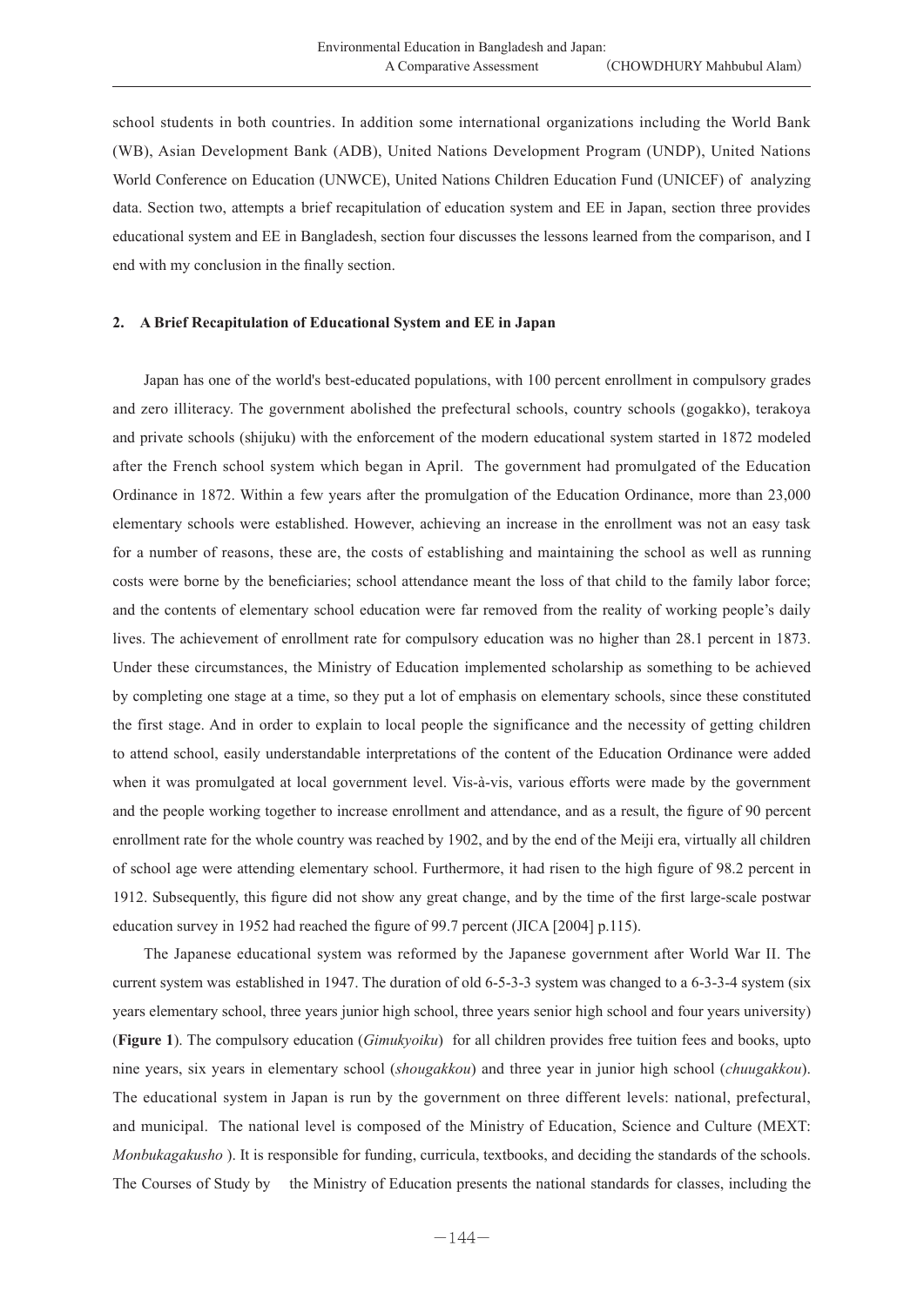school students in both countries. In addition some international organizations including the World Bank (WB), Asian Development Bank (ADB), United Nations Development Program (UNDP), United Nations World Conference on Education (UNWCE), United Nations Children Education Fund (UNICEF) of analyzing data. Section two, attempts a brief recapitulation of education system and EE in Japan, section three provides educational system and EE in Bangladesh, section four discusses the lessons learned from the comparison, and I end with my conclusion in the finally section.

## 2. A Brief Recapitulation of Educational System and EE in Japan

Japan has one of the world's best-educated populations, with 100 percent enrollment in compulsory grades and zero illiteracy. The government abolished the prefectural schools, country schools (gogakko), terakoya and private schools (shijuku) with the enforcement of the modern educational system started in 1872 modeled after the French school system which began in April. The government had promulgated of the Education Ordinance in 1872. Within a few years after the promulgation of the Education Ordinance, more than 23,000 elementary schools were established. However, achieving an increase in the enrollment was not an easy task for a number of reasons, these are, the costs of establishing and maintaining the school as well as running costs were borne by the beneficiaries; school attendance meant the loss of that child to the family labor force; and the contents of elementary school education were far removed from the reality of working people's daily lives. The achievement of enrollment rate for compulsory education was no higher than 28.1 percent in 1873. Under these circumstances, the Ministry of Education implemented scholarship as something to be achieved by completing one stage at a time, so they put a lot of emphasis on elementary schools, since these constituted the first stage. And in order to explain to local people the significance and the necessity of getting children to attend school, easily understandable interpretations of the content of the Education Ordinance were added when it was promulgated at local government level. Vis-à-vis, various efforts were made by the government and the people working together to increase enrollment and attendance, and as a result, the figure of 90 percent enrollment rate for the whole country was reached by 1902, and by the end of the Meiji era, virtually all children of school age were attending elementary school. Furthermore, it had risen to the high figure of 98.2 percent in 1912. Subsequently, this figure did not show any great change, and by the time of the first large-scale postwar education survey in 1952 had reached the figure of 99.7 percent (JICA [2004] p.115).

The Japanese educational system was reformed by the Japanese government after World War II. The current system was established in 1947. The duration of old 6-5-3-3 system was changed to a 6-3-3-4 system (six years elementary school, three years junior high school, three years senior high school and four years university) (**Figure 1**). The compulsory education (*Gimukyoiku*) for all children provides free tuition fees and books, upto nine years, six years in elementary school (*shougakkou*) and three year in junior high school (*chuugakkou*). The educational system in Japan is run by the government on three different levels: national, prefectural, and municipal. The national level is composed of the Ministry of Education, Science and Culture (MEXT: *Monbukagakusho* ). It is responsible for funding, curricula, textbooks, and deciding the standards of the schools. The Courses of Study by the Ministry of Education presents the national standards for classes, including the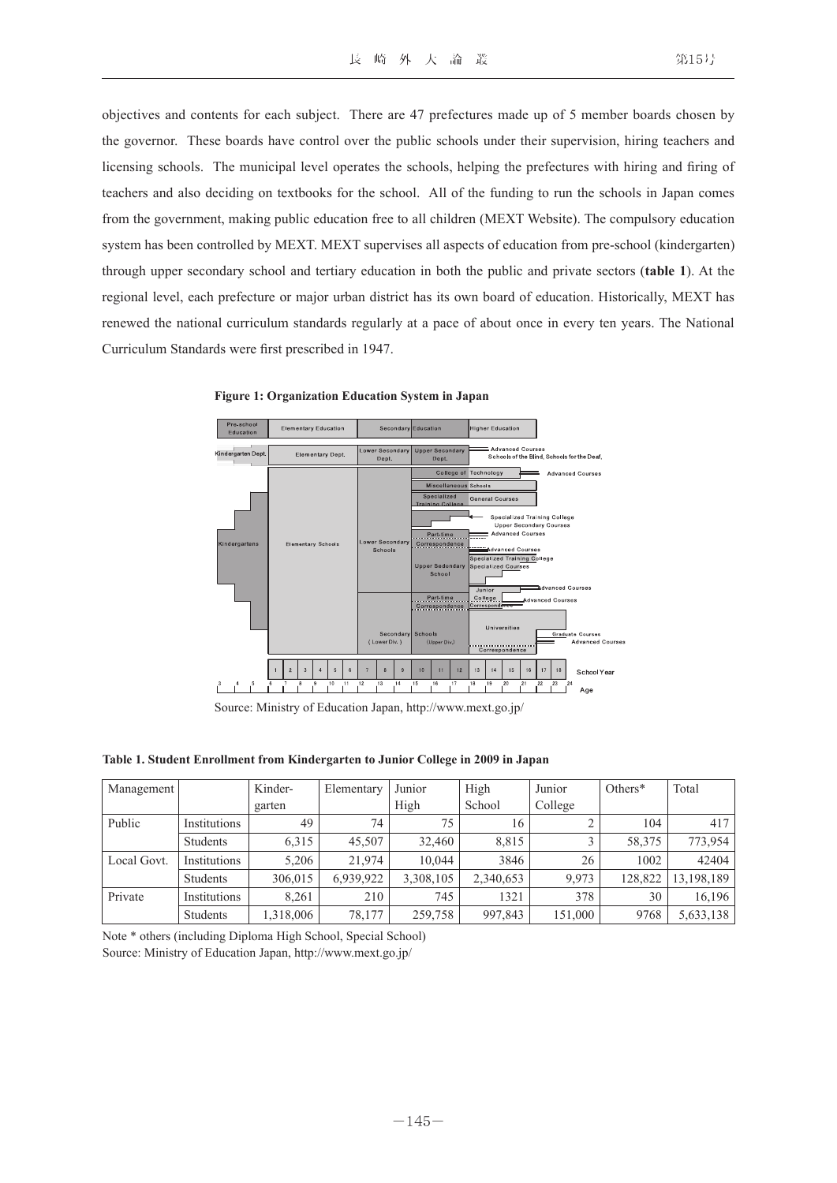objectives and contents for each subject. There are 47 prefectures made up of 5 member boards chosen by the governor. These boards have control over the public schools under their supervision, hiring teachers and licensing schools. The municipal level operates the schools, helping the prefectures with hiring and firing of teachers and also deciding on textbooks for the school. All of the funding to run the schools in Japan comes from the government, making public education free to all children (MEXT Website). The compulsory education system has been controlled by MEXT. MEXT supervises all aspects of education from pre-school (kindergarten) through upper secondary school and tertiary education in both the public and private sectors (**table 1**). At the regional level, each prefecture or major urban district has its own board of education. Historically, MEXT has renewed the national curriculum standards regularly at a pace of about once in every ten years. The National Curriculum Standards were first prescribed in 1947.

**Figure 1: Organization Education System in Japan**

Source: Ministry of Education Japan, http://www.mext.go.jp/

**Table 1. Student Enrollment from Kindergarten to Junior College in 2009 in Japan**

| Management | | Kinder-garten | Elementary | Junior High | High School | Junior College | Others* | Total |
|---|---|---|---|---|---|---|---|---|
| Public | Institutions | 49 | 74 | 75 | 16 | 2 | 104 | 417 |
| | Students | 6,315 | 45,507 | 32,460 | 8,815 | 3 | 58,375 | 773,954 |
| Local Govt. | Institutions | 5,206 | 21,974 | 10,044 | 3846 | 26 | 1002 | 42404 |
| | Students | 306,015 | 6,939,922 | 3,308,105 | 2,340,653 | 9,973 | 128,822 | 13,198,189 |
| Private | Institutions | 8,261 | 210 | 745 | 1321 | 378 | 30 | 16,196 |
| | Students | 1,318,006 | 78,177 | 259,758 | 997,843 | 151,000 | 9768 | 5,633,138 |

Note * others (including Diploma High School, Special School)
Source: Ministry of Education Japan, http://www.mext.go.jp/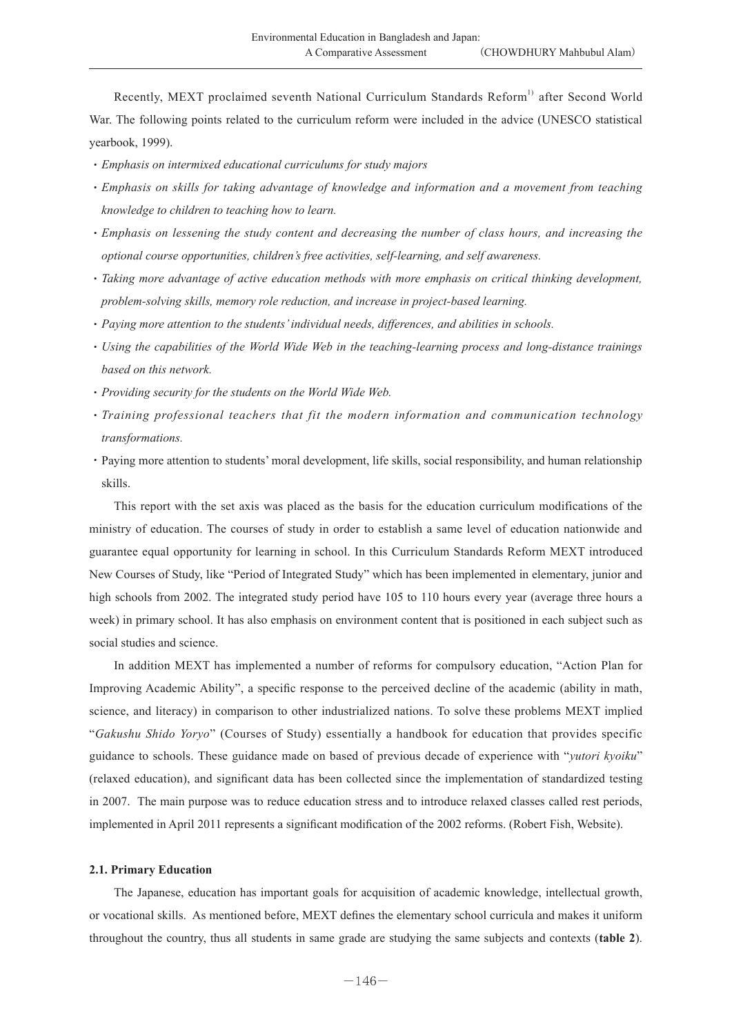Recently, MEXT proclaimed seventh National Curriculum Standards Reform[1] after Second World War. The following points related to the curriculum reform were included in the advice (UNESCO statistical yearbook, 1999).

- *Emphasis on intermixed educational curriculums for study majors*
- *Emphasis on skills for taking advantage of knowledge and information and a movement from teaching knowledge to children to teaching how to learn.*
- *Emphasis on lessening the study content and decreasing the number of class hours, and increasing the optional course opportunities, children's free activities, self-learning, and self awareness.*
- *Taking more advantage of active education methods with more emphasis on critical thinking development, problem-solving skills, memory role reduction, and increase in project-based learning.*
- *Paying more attention to the students' individual needs, differences, and abilities in schools.*
- *Using the capabilities of the World Wide Web in the teaching-learning process and long-distance trainings based on this network.*
- *Providing security for the students on the World Wide Web.*
- *Training professional teachers that fit the modern information and communication technology transformations.*
- Paying more attention to students' moral development, life skills, social responsibility, and human relationship skills.

This report with the set axis was placed as the basis for the education curriculum modifications of the ministry of education. The courses of study in order to establish a same level of education nationwide and guarantee equal opportunity for learning in school. In this Curriculum Standards Reform MEXT introduced New Courses of Study, like "Period of Integrated Study" which has been implemented in elementary, junior and high schools from 2002. The integrated study period have 105 to 110 hours every year (average three hours a week) in primary school. It has also emphasis on environment content that is positioned in each subject such as social studies and science.

In addition MEXT has implemented a number of reforms for compulsory education, "Action Plan for Improving Academic Ability", a specific response to the perceived decline of the academic (ability in math, science, and literacy) in comparison to other industrialized nations. To solve these problems MEXT implied "*Gakushu Shido Yoryo*" (Courses of Study) essentially a handbook for education that provides specific guidance to schools. These guidance made on based of previous decade of experience with "*yutori kyoiku*" (relaxed education), and significant data has been collected since the implementation of standardized testing in 2007. The main purpose was to reduce education stress and to introduce relaxed classes called rest periods, implemented in April 2011 represents a significant modification of the 2002 reforms. (Robert Fish, Website).

### 2.1. Primary Education

The Japanese, education has important goals for acquisition of academic knowledge, intellectual growth, or vocational skills. As mentioned before, MEXT defines the elementary school curricula and makes it uniform throughout the country, thus all students in same grade are studying the same subjects and contexts (**table 2**).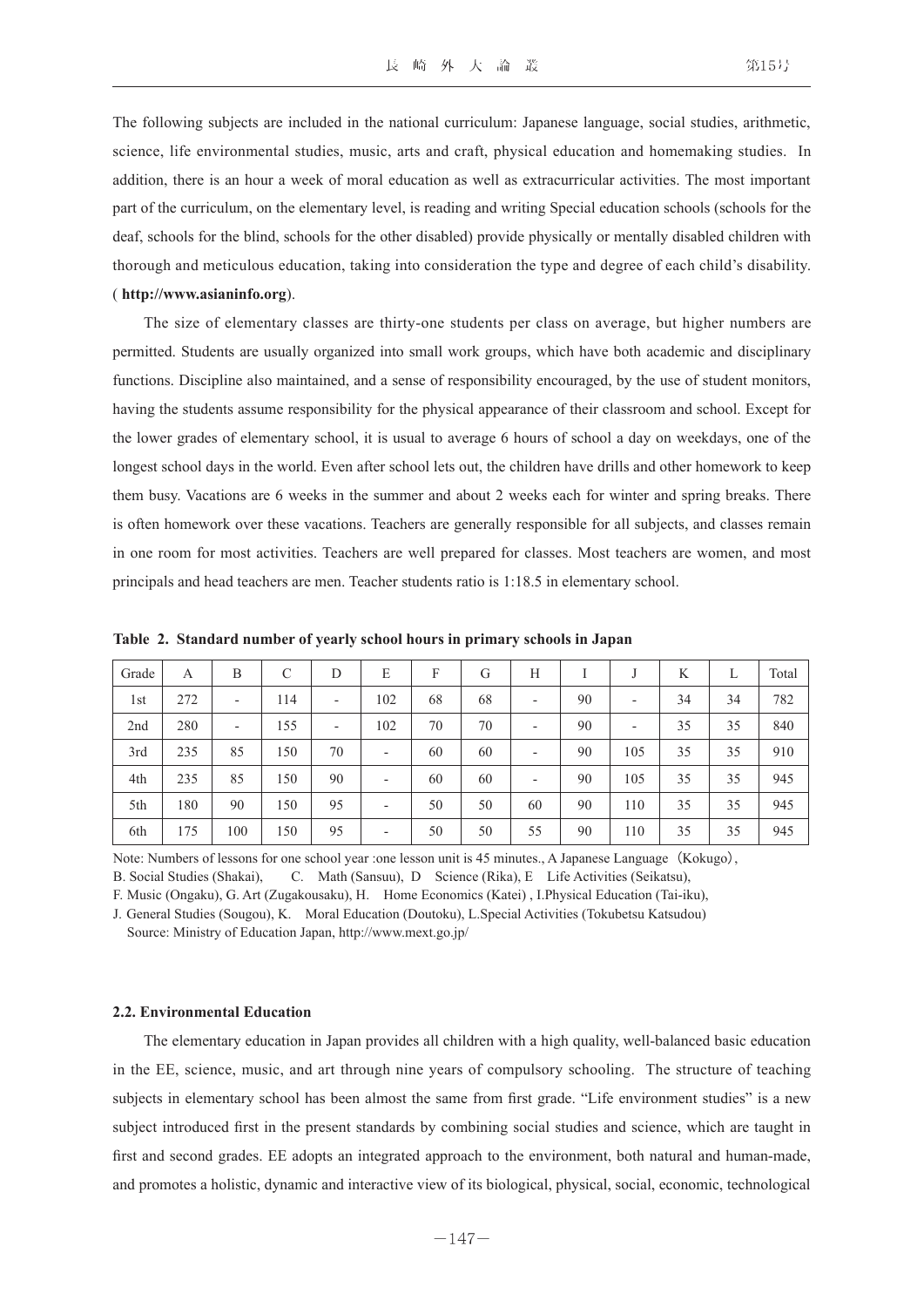The following subjects are included in the national curriculum: Japanese language, social studies, arithmetic, science, life environmental studies, music, arts and craft, physical education and homemaking studies. In addition, there is an hour a week of moral education as well as extracurricular activities. The most important part of the curriculum, on the elementary level, is reading and writing Special education schools (schools for the deaf, schools for the blind, schools for the other disabled) provide physically or mentally disabled children with thorough and meticulous education, taking into consideration the type and degree of each child's disability. ( **http://www.asianinfo.org**).

The size of elementary classes are thirty-one students per class on average, but higher numbers are permitted. Students are usually organized into small work groups, which have both academic and disciplinary functions. Discipline also maintained, and a sense of responsibility encouraged, by the use of student monitors, having the students assume responsibility for the physical appearance of their classroom and school. Except for the lower grades of elementary school, it is usual to average 6 hours of school a day on weekdays, one of the longest school days in the world. Even after school lets out, the children have drills and other homework to keep them busy. Vacations are 6 weeks in the summer and about 2 weeks each for winter and spring breaks. There is often homework over these vacations. Teachers are generally responsible for all subjects, and classes remain in one room for most activities. Teachers are well prepared for classes. Most teachers are women, and most principals and head teachers are men. Teacher students ratio is 1:18.5 in elementary school.

**Table 2. Standard number of yearly school hours in primary schools in Japan**

| Grade | A | B | C | D | E | F | G | H | I | J | K | L | Total |
|---|---|---|---|---|---|---|---|---|---|---|---|---|---|
| 1st | 272 | - | 114 | - | 102 | 68 | 68 | - | 90 | - | 34 | 34 | 782 |
| 2nd | 280 | - | 155 | - | 102 | 70 | 70 | - | 90 | - | 35 | 35 | 840 |
| 3rd | 235 | 85 | 150 | 70 | - | 60 | 60 | - | 90 | 105 | 35 | 35 | 910 |
| 4th | 235 | 85 | 150 | 90 | - | 60 | 60 | - | 90 | 105 | 35 | 35 | 945 |
| 5th | 180 | 90 | 150 | 95 | - | 50 | 50 | 60 | 90 | 110 | 35 | 35 | 945 |
| 6th | 175 | 100 | 150 | 95 | - | 50 | 50 | 55 | 90 | 110 | 35 | 35 | 945 |

Note: Numbers of lessons for one school year :one lesson unit is 45 minutes., A Japanese Language（Kokugo）,
B. Social Studies (Shakai), C. Math (Sansuu), D Science (Rika), E Life Activities (Seikatsu),
F. Music (Ongaku), G. Art (Zugakousaku), H. Home Economics (Katei) , I.Physical Education (Tai-iku),
J. General Studies (Sougou), K. Moral Education (Doutoku), L.Special Activities (Tokubetsu Katsudou)
Source: Ministry of Education Japan, http://www.mext.go.jp/

#### 2.2. Environmental Education

The elementary education in Japan provides all children with a high quality, well-balanced basic education in the EE, science, music, and art through nine years of compulsory schooling. The structure of teaching subjects in elementary school has been almost the same from first grade. "Life environment studies" is a new subject introduced first in the present standards by combining social studies and science, which are taught in first and second grades. EE adopts an integrated approach to the environment, both natural and human-made, and promotes a holistic, dynamic and interactive view of its biological, physical, social, economic, technological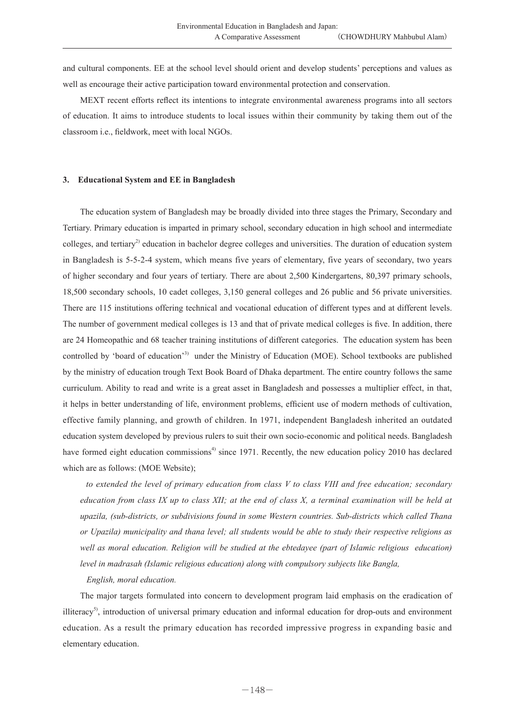and cultural components. EE at the school level should orient and develop students' perceptions and values as well as encourage their active participation toward environmental protection and conservation.

MEXT recent efforts reflect its intentions to integrate environmental awareness programs into all sectors of education. It aims to introduce students to local issues within their community by taking them out of the classroom i.e., fieldwork, meet with local NGOs.

### 3. Educational System and EE in Bangladesh

The education system of Bangladesh may be broadly divided into three stages the Primary, Secondary and Tertiary. Primary education is imparted in primary school, secondary education in high school and intermediate colleges, and tertiary[2)] education in bachelor degree colleges and universities. The duration of education system in Bangladesh is 5-5-2-4 system, which means five years of elementary, five years of secondary, two years of higher secondary and four years of tertiary. There are about 2,500 Kindergartens, 80,397 primary schools, 18,500 secondary schools, 10 cadet colleges, 3,150 general colleges and 26 public and 56 private universities. There are 115 institutions offering technical and vocational education of different types and at different levels. The number of government medical colleges is 13 and that of private medical colleges is five. In addition, there are 24 Homeopathic and 68 teacher training institutions of different categories. The education system has been controlled by 'board of education'[3)] under the Ministry of Education (MOE). School textbooks are published by the ministry of education trough Text Book Board of Dhaka department. The entire country follows the same curriculum. Ability to read and write is a great asset in Bangladesh and possesses a multiplier effect, in that, it helps in better understanding of life, environment problems, efficient use of modern methods of cultivation, effective family planning, and growth of children. In 1971, independent Bangladesh inherited an outdated education system developed by previous rulers to suit their own socio-economic and political needs. Bangladesh have formed eight education commissions[4)] since 1971. Recently, the new education policy 2010 has declared which are as follows: (MOE Website);

*to extended the level of primary education from class V to class VIII and free education; secondary education from class IX up to class XII; at the end of class X, a terminal examination will be held at upazila, (sub-districts, or subdivisions found in some Western countries. Sub-districts which called Thana or Upazila) municipality and thana level; all students would be able to study their respective religions as well as moral education. Religion will be studied at the ebtedayee (part of Islamic religious education) level in madrasah (Islamic religious education) along with compulsory subjects like Bangla, English, moral education.*

The major targets formulated into concern to development program laid emphasis on the eradication of illiteracy[5)], introduction of universal primary education and informal education for drop-outs and environment education. As a result the primary education has recorded impressive progress in expanding basic and elementary education.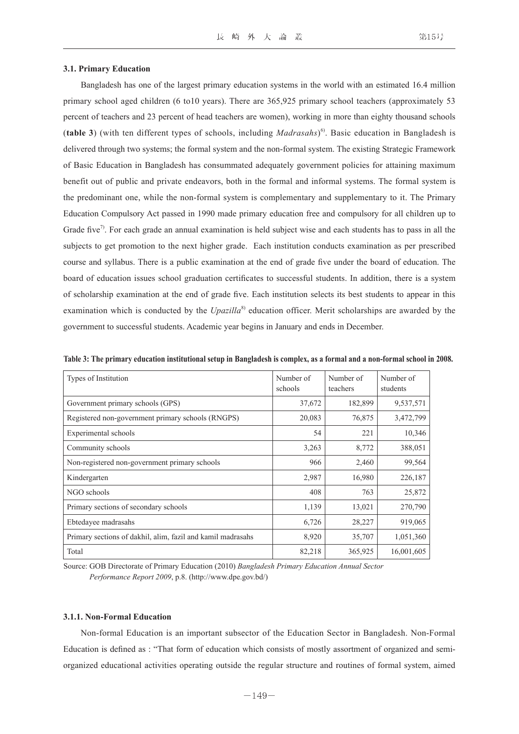### 3.1. Primary Education

Bangladesh has one of the largest primary education systems in the world with an estimated 16.4 million primary school aged children (6 to10 years). There are 365,925 primary school teachers (approximately 53 percent of teachers and 23 percent of head teachers are women), working in more than eighty thousand schools (**table 3**) (with ten different types of schools, including *Madrasahs*)[6]. Basic education in Bangladesh is delivered through two systems; the formal system and the non-formal system. The existing Strategic Framework of Basic Education in Bangladesh has consummated adequately government policies for attaining maximum benefit out of public and private endeavors, both in the formal and informal systems. The formal system is the predominant one, while the non-formal system is complementary and supplementary to it. The Primary Education Compulsory Act passed in 1990 made primary education free and compulsory for all children up to Grade five[7]. For each grade an annual examination is held subject wise and each students has to pass in all the subjects to get promotion to the next higher grade. Each institution conducts examination as per prescribed course and syllabus. There is a public examination at the end of grade five under the board of education. The board of education issues school graduation certificates to successful students. In addition, there is a system of scholarship examination at the end of grade five. Each institution selects its best students to appear in this examination which is conducted by the *Upazilla*[8] education officer. Merit scholarships are awarded by the government to successful students. Academic year begins in January and ends in December.

**Table 3: The primary education institutional setup in Bangladesh is complex, as a formal and a non-formal school in 2008.**

| Types of Institution | Number of schools | Number of teachers | Number of students |
|---|---|---|---|
| Government primary schools (GPS) | 37,672 | 182,899 | 9,537,571 |
| Registered non-government primary schools (RNGPS) | 20,083 | 76,875 | 3,472,799 |
| Experimental schools | 54 | 221 | 10,346 |
| Community schools | 3,263 | 8,772 | 388,051 |
| Non-registered non-government primary schools | 966 | 2,460 | 99,564 |
| Kindergarten | 2,987 | 16,980 | 226,187 |
| NGO schools | 408 | 763 | 25,872 |
| Primary sections of secondary schools | 1,139 | 13,021 | 270,790 |
| Ebtedayee madrasahs | 6,726 | 28,227 | 919,065 |
| Primary sections of dakhil, alim, fazil and kamil madrasahs | 8,920 | 35,707 | 1,051,360 |
| Total | 82,218 | 365,925 | 16,001,605 |

Source: GOB Directorate of Primary Education (2010) *Bangladesh Primary Education Annual Sector Performance Report 2009*, p.8. (http://www.dpe.gov.bd/)

#### 3.1.1. Non-Formal Education

Non-formal Education is an important subsector of the Education Sector in Bangladesh. Non-Formal Education is defined as : "That form of education which consists of mostly assortment of organized and semi-organized educational activities operating outside the regular structure and routines of formal system, aimed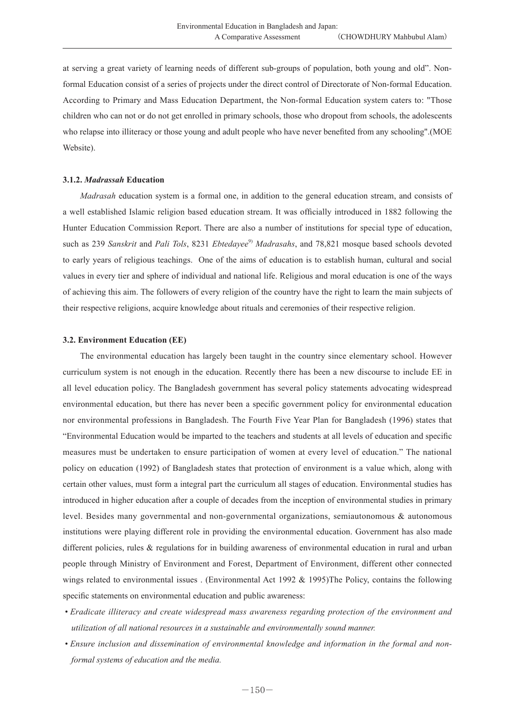at serving a great variety of learning needs of different sub-groups of population, both young and old". Non-formal Education consist of a series of projects under the direct control of Directorate of Non-formal Education. According to Primary and Mass Education Department, the Non-formal Education system caters to: "Those children who can not or do not get enrolled in primary schools, those who dropout from schools, the adolescents who relapse into illiteracy or those young and adult people who have never benefited from any schooling".(MOE Website).

#### 3.1.2. *Madrassah* Education

*Madrasah* education system is a formal one, in addition to the general education stream, and consists of a well established Islamic religion based education stream. It was officially introduced in 1882 following the Hunter Education Commission Report. There are also a number of institutions for special type of education, such as 239 *Sanskrit* and *Pali Tols*, 8231 *Ebtedayee*[9] *Madrasahs*, and 78,821 mosque based schools devoted to early years of religious teachings. One of the aims of education is to establish human, cultural and social values in every tier and sphere of individual and national life. Religious and moral education is one of the ways of achieving this aim. The followers of every religion of the country have the right to learn the main subjects of their respective religions, acquire knowledge about rituals and ceremonies of their respective religion.

### 3.2. Environment Education (EE)

The environmental education has largely been taught in the country since elementary school. However curriculum system is not enough in the education. Recently there has been a new discourse to include EE in all level education policy. The Bangladesh government has several policy statements advocating widespread environmental education, but there has never been a specific government policy for environmental education nor environmental professions in Bangladesh. The Fourth Five Year Plan for Bangladesh (1996) states that "Environmental Education would be imparted to the teachers and students at all levels of education and specific measures must be undertaken to ensure participation of women at every level of education." The national policy on education (1992) of Bangladesh states that protection of environment is a value which, along with certain other values, must form a integral part the curriculum all stages of education. Environmental studies has introduced in higher education after a couple of decades from the inception of environmental studies in primary level. Besides many governmental and non-governmental organizations, semiautonomous & autonomous institutions were playing different role in providing the environmental education. Government has also made different policies, rules & regulations for in building awareness of environmental education in rural and urban people through Ministry of Environment and Forest, Department of Environment, different other connected wings related to environmental issues . (Environmental Act 1992 & 1995)The Policy, contains the following specific statements on environmental education and public awareness:

- *Eradicate illiteracy and create widespread mass awareness regarding protection of the environment and utilization of all national resources in a sustainable and environmentally sound manner.*
- *Ensure inclusion and dissemination of environmental knowledge and information in the formal and non-formal systems of education and the media.*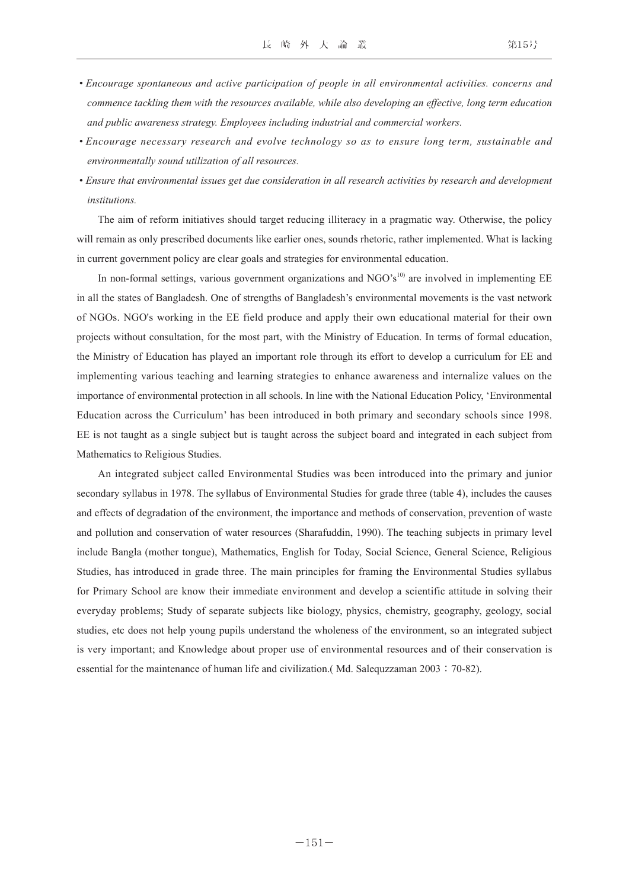- *Encourage spontaneous and active participation of people in all environmental activities. concerns and commence tackling them with the resources available, while also developing an effective, long term education and public awareness strategy. Employees including industrial and commercial workers.*
- *Encourage necessary research and evolve technology so as to ensure long term, sustainable and environmentally sound utilization of all resources.*
- *Ensure that environmental issues get due consideration in all research activities by research and development institutions.*

The aim of reform initiatives should target reducing illiteracy in a pragmatic way. Otherwise, the policy will remain as only prescribed documents like earlier ones, sounds rhetoric, rather implemented. What is lacking in current government policy are clear goals and strategies for environmental education.

In non-formal settings, various government organizations and NGO's[10] are involved in implementing EE in all the states of Bangladesh. One of strengths of Bangladesh's environmental movements is the vast network of NGOs. NGO's working in the EE field produce and apply their own educational material for their own projects without consultation, for the most part, with the Ministry of Education. In terms of formal education, the Ministry of Education has played an important role through its effort to develop a curriculum for EE and implementing various teaching and learning strategies to enhance awareness and internalize values on the importance of environmental protection in all schools. In line with the National Education Policy, 'Environmental Education across the Curriculum' has been introduced in both primary and secondary schools since 1998. EE is not taught as a single subject but is taught across the subject board and integrated in each subject from Mathematics to Religious Studies.

An integrated subject called Environmental Studies was been introduced into the primary and junior secondary syllabus in 1978. The syllabus of Environmental Studies for grade three (table 4), includes the causes and effects of degradation of the environment, the importance and methods of conservation, prevention of waste and pollution and conservation of water resources (Sharafuddin, 1990). The teaching subjects in primary level include Bangla (mother tongue), Mathematics, English for Today, Social Science, General Science, Religious Studies, has introduced in grade three. The main principles for framing the Environmental Studies syllabus for Primary School are know their immediate environment and develop a scientific attitude in solving their everyday problems; Study of separate subjects like biology, physics, chemistry, geography, geology, social studies, etc does not help young pupils understand the wholeness of the environment, so an integrated subject is very important; and Knowledge about proper use of environmental resources and of their conservation is essential for the maintenance of human life and civilization.( Md. Salequzzaman 2003：70-82).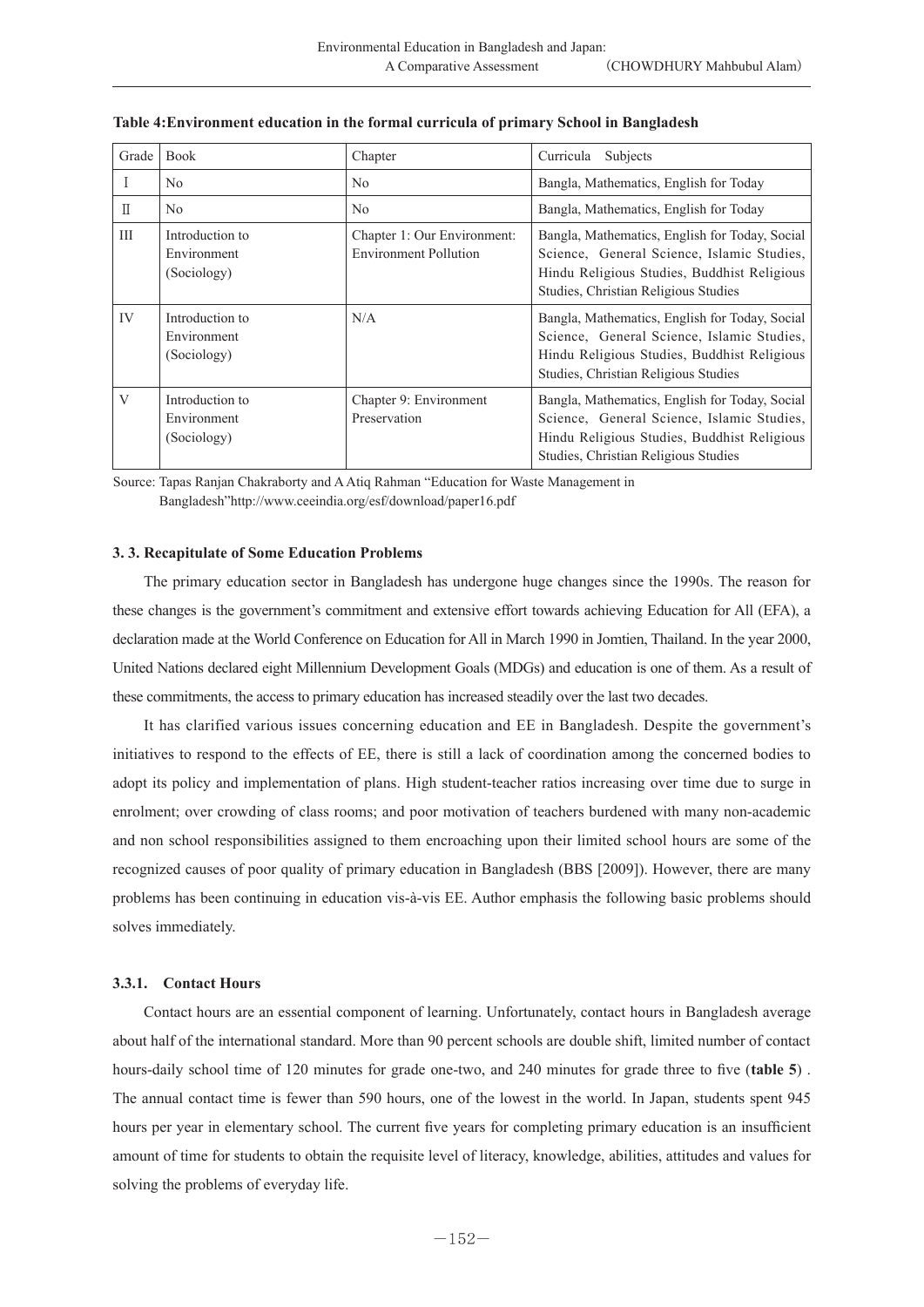**Table 4:Environment education in the formal curricula of primary School in Bangladesh**

| Grade | Book | Chapter | Curricula Subjects |
|---|---|---|---|
| I | No | No | Bangla, Mathematics, English for Today |
| II | No | No | Bangla, Mathematics, English for Today |
| III | Introduction to Environment (Sociology) | Chapter 1: Our Environment: Environment Pollution | Bangla, Mathematics, English for Today, Social Science, General Science, Islamic Studies, Hindu Religious Studies, Buddhist Religious Studies, Christian Religious Studies |
| IV | Introduction to Environment (Sociology) | N/A | Bangla, Mathematics, English for Today, Social Science, General Science, Islamic Studies, Hindu Religious Studies, Buddhist Religious Studies, Christian Religious Studies |
| V | Introduction to Environment (Sociology) | Chapter 9: Environment Preservation | Bangla, Mathematics, English for Today, Social Science, General Science, Islamic Studies, Hindu Religious Studies, Buddhist Religious Studies, Christian Religious Studies |

Source: Tapas Ranjan Chakraborty and A Atiq Rahman "Education for Waste Management in Bangladesh"http://www.ceeindia.org/esf/download/paper16.pdf

### 3. 3. Recapitulate of Some Education Problems

The primary education sector in Bangladesh has undergone huge changes since the 1990s. The reason for these changes is the government's commitment and extensive effort towards achieving Education for All (EFA), a declaration made at the World Conference on Education for All in March 1990 in Jomtien, Thailand. In the year 2000, United Nations declared eight Millennium Development Goals (MDGs) and education is one of them. As a result of these commitments, the access to primary education has increased steadily over the last two decades.

It has clarified various issues concerning education and EE in Bangladesh. Despite the government's initiatives to respond to the effects of EE, there is still a lack of coordination among the concerned bodies to adopt its policy and implementation of plans. High student-teacher ratios increasing over time due to surge in enrolment; over crowding of class rooms; and poor motivation of teachers burdened with many non-academic and non school responsibilities assigned to them encroaching upon their limited school hours are some of the recognized causes of poor quality of primary education in Bangladesh (BBS [2009]). However, there are many problems has been continuing in education vis-à-vis EE. Author emphasis the following basic problems should solves immediately.

#### 3.3.1. Contact Hours

Contact hours are an essential component of learning. Unfortunately, contact hours in Bangladesh average about half of the international standard. More than 90 percent schools are double shift, limited number of contact hours-daily school time of 120 minutes for grade one-two, and 240 minutes for grade three to five (**table 5**) . The annual contact time is fewer than 590 hours, one of the lowest in the world. In Japan, students spent 945 hours per year in elementary school. The current five years for completing primary education is an insufficient amount of time for students to obtain the requisite level of literacy, knowledge, abilities, attitudes and values for solving the problems of everyday life.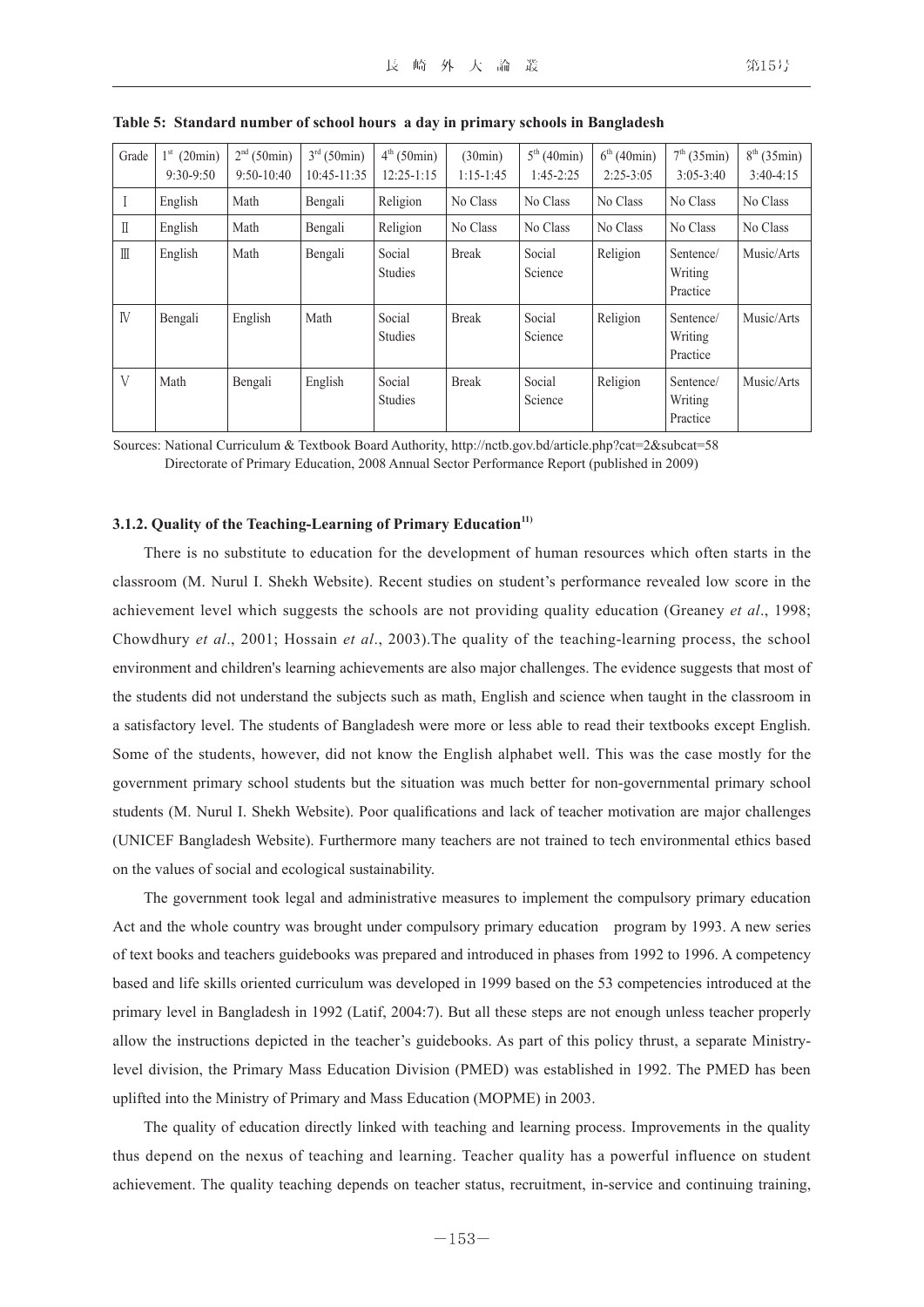**Table 5: Standard number of school hours a day in primary schools in Bangladesh**

| Grade | 1st (20min) 9:30-9:50 | 2nd (50min) 9:50-10:40 | 3rd (50min) 10:45-11:35 | 4th (50min) 12:25-1:15 | (30min) 1:15-1:45 | 5th (40min) 1:45-2:25 | 6th (40min) 2:25-3:05 | 7th (35min) 3:05-3:40 | 8th (35min) 3:40-4:15 |
|---|---|---|---|---|---|---|---|---|---|
| Ⅰ | English | Math | Bengali | Religion | No Class | No Class | No Class | No Class | No Class |
| Ⅱ | English | Math | Bengali | Religion | No Class | No Class | No Class | No Class | No Class |
| Ⅲ | English | Math | Bengali | Social Studies | Break | Social Science | Religion | Sentence/ Writing Practice | Music/Arts |
| Ⅳ | Bengali | English | Math | Social Studies | Break | Social Science | Religion | Sentence/ Writing Practice | Music/Arts |
| Ⅴ | Math | Bengali | English | Social Studies | Break | Social Science | Religion | Sentence/ Writing Practice | Music/Arts |

Sources: National Curriculum & Textbook Board Authority, http://nctb.gov.bd/article.php?cat=2&subcat=58
Directorate of Primary Education, 2008 Annual Sector Performance Report (published in 2009)

### 3.1.2. Quality of the Teaching-Learning of Primary Education[11)]

There is no substitute to education for the development of human resources which often starts in the classroom (M. Nurul I. Shekh Website). Recent studies on student's performance revealed low score in the achievement level which suggests the schools are not providing quality education (Greaney *et al*., 1998; Chowdhury *et al*., 2001; Hossain *et al*., 2003).The quality of the teaching-learning process, the school environment and children's learning achievements are also major challenges. The evidence suggests that most of the students did not understand the subjects such as math, English and science when taught in the classroom in a satisfactory level. The students of Bangladesh were more or less able to read their textbooks except English. Some of the students, however, did not know the English alphabet well. This was the case mostly for the government primary school students but the situation was much better for non-governmental primary school students (M. Nurul I. Shekh Website). Poor qualifications and lack of teacher motivation are major challenges (UNICEF Bangladesh Website). Furthermore many teachers are not trained to tech environmental ethics based on the values of social and ecological sustainability.

The government took legal and administrative measures to implement the compulsory primary education Act and the whole country was brought under compulsory primary education program by 1993. A new series of text books and teachers guidebooks was prepared and introduced in phases from 1992 to 1996. A competency based and life skills oriented curriculum was developed in 1999 based on the 53 competencies introduced at the primary level in Bangladesh in 1992 (Latif, 2004:7). But all these steps are not enough unless teacher properly allow the instructions depicted in the teacher's guidebooks. As part of this policy thrust, a separate Ministry-level division, the Primary Mass Education Division (PMED) was established in 1992. The PMED has been uplifted into the Ministry of Primary and Mass Education (MOPME) in 2003.

The quality of education directly linked with teaching and learning process. Improvements in the quality thus depend on the nexus of teaching and learning. Teacher quality has a powerful influence on student achievement. The quality teaching depends on teacher status, recruitment, in-service and continuing training,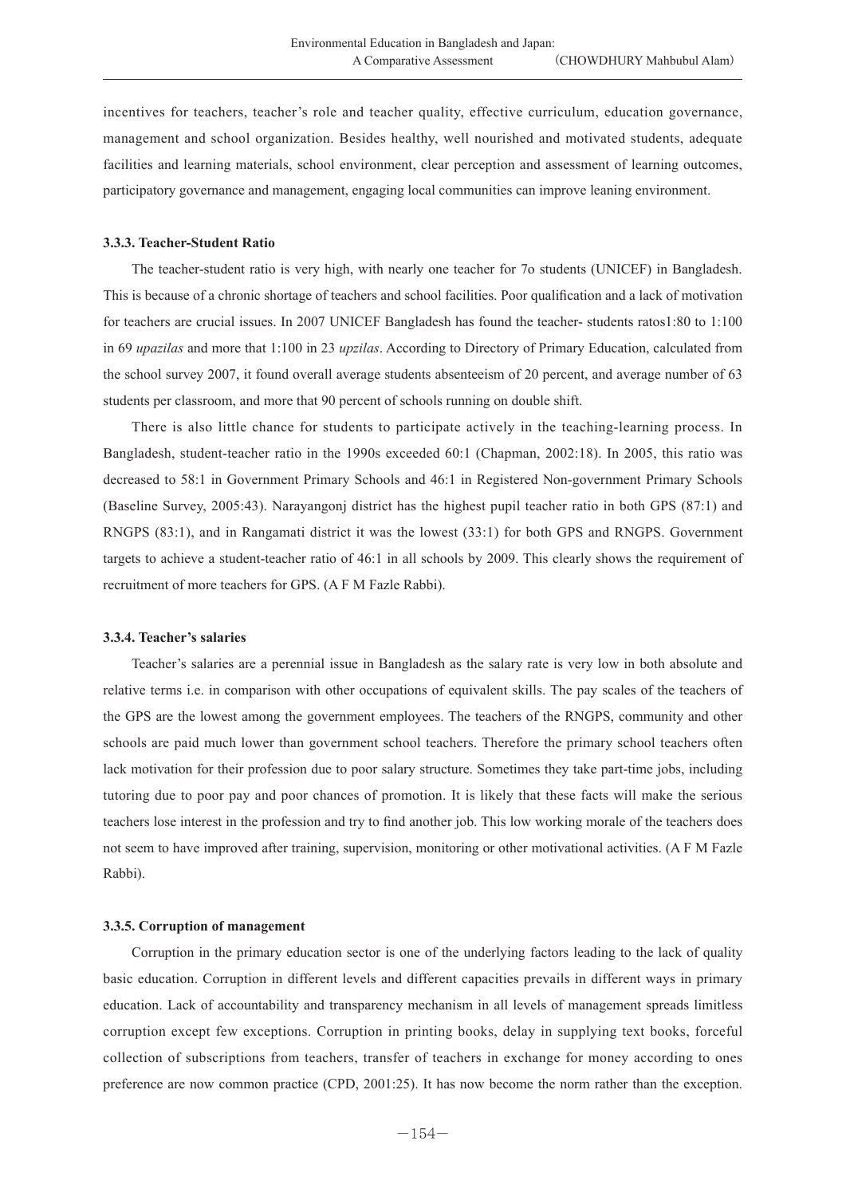incentives for teachers, teacher's role and teacher quality, effective curriculum, education governance, management and school organization. Besides healthy, well nourished and motivated students, adequate facilities and learning materials, school environment, clear perception and assessment of learning outcomes, participatory governance and management, engaging local communities can improve leaning environment.

### 3.3.3. Teacher-Student Ratio

The teacher-student ratio is very high, with nearly one teacher for 7o students (UNICEF) in Bangladesh. This is because of a chronic shortage of teachers and school facilities. Poor qualification and a lack of motivation for teachers are crucial issues. In 2007 UNICEF Bangladesh has found the teacher- students ratos1:80 to 1:100 in 69 *upazilas* and more that 1:100 in 23 *upzilas*. According to Directory of Primary Education, calculated from the school survey 2007, it found overall average students absenteeism of 20 percent, and average number of 63 students per classroom, and more that 90 percent of schools running on double shift.

There is also little chance for students to participate actively in the teaching-learning process. In Bangladesh, student-teacher ratio in the 1990s exceeded 60:1 (Chapman, 2002:18). In 2005, this ratio was decreased to 58:1 in Government Primary Schools and 46:1 in Registered Non-government Primary Schools (Baseline Survey, 2005:43). Narayangonj district has the highest pupil teacher ratio in both GPS (87:1) and RNGPS (83:1), and in Rangamati district it was the lowest (33:1) for both GPS and RNGPS. Government targets to achieve a student-teacher ratio of 46:1 in all schools by 2009. This clearly shows the requirement of recruitment of more teachers for GPS. (A F M Fazle Rabbi).

### 3.3.4. Teacher's salaries

Teacher's salaries are a perennial issue in Bangladesh as the salary rate is very low in both absolute and relative terms i.e. in comparison with other occupations of equivalent skills. The pay scales of the teachers of the GPS are the lowest among the government employees. The teachers of the RNGPS, community and other schools are paid much lower than government school teachers. Therefore the primary school teachers often lack motivation for their profession due to poor salary structure. Sometimes they take part-time jobs, including tutoring due to poor pay and poor chances of promotion. It is likely that these facts will make the serious teachers lose interest in the profession and try to find another job. This low working morale of the teachers does not seem to have improved after training, supervision, monitoring or other motivational activities. (A F M Fazle Rabbi).

### 3.3.5. Corruption of management

Corruption in the primary education sector is one of the underlying factors leading to the lack of quality basic education. Corruption in different levels and different capacities prevails in different ways in primary education. Lack of accountability and transparency mechanism in all levels of management spreads limitless corruption except few exceptions. Corruption in printing books, delay in supplying text books, forceful collection of subscriptions from teachers, transfer of teachers in exchange for money according to ones preference are now common practice (CPD, 2001:25). It has now become the norm rather than the exception.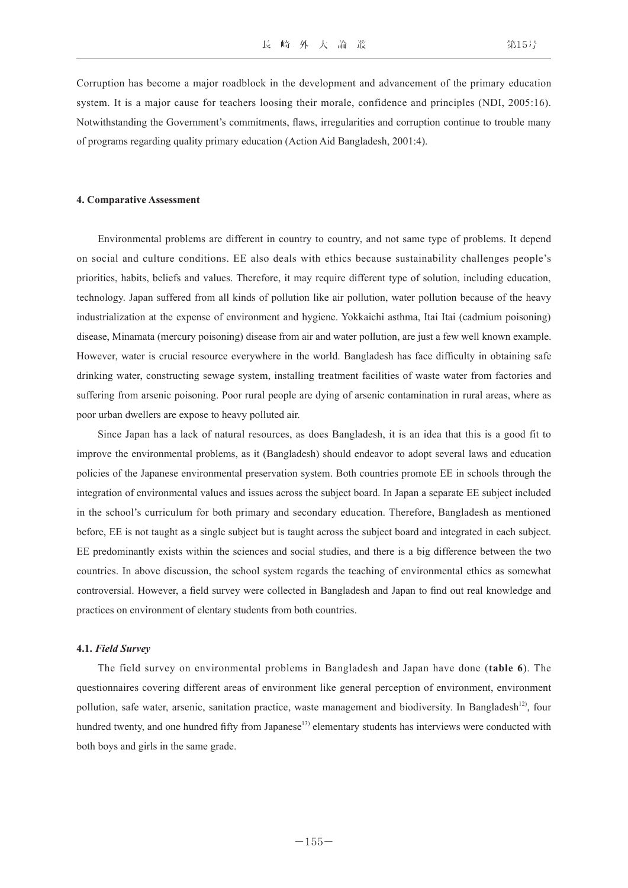Corruption has become a major roadblock in the development and advancement of the primary education system. It is a major cause for teachers loosing their morale, confidence and principles (NDI, 2005:16). Notwithstanding the Government's commitments, flaws, irregularities and corruption continue to trouble many of programs regarding quality primary education (Action Aid Bangladesh, 2001:4).

#### 4. Comparative Assessment

Environmental problems are different in country to country, and not same type of problems. It depend on social and culture conditions. EE also deals with ethics because sustainability challenges people's priorities, habits, beliefs and values. Therefore, it may require different type of solution, including education, technology. Japan suffered from all kinds of pollution like air pollution, water pollution because of the heavy industrialization at the expense of environment and hygiene. Yokkaichi asthma, Itai Itai (cadmium poisoning) disease, Minamata (mercury poisoning) disease from air and water pollution, are just a few well known example. However, water is crucial resource everywhere in the world. Bangladesh has face difficulty in obtaining safe drinking water, constructing sewage system, installing treatment facilities of waste water from factories and suffering from arsenic poisoning. Poor rural people are dying of arsenic contamination in rural areas, where as poor urban dwellers are expose to heavy polluted air.

Since Japan has a lack of natural resources, as does Bangladesh, it is an idea that this is a good fit to improve the environmental problems, as it (Bangladesh) should endeavor to adopt several laws and education policies of the Japanese environmental preservation system. Both countries promote EE in schools through the integration of environmental values and issues across the subject board. In Japan a separate EE subject included in the school's curriculum for both primary and secondary education. Therefore, Bangladesh as mentioned before, EE is not taught as a single subject but is taught across the subject board and integrated in each subject. EE predominantly exists within the sciences and social studies, and there is a big difference between the two countries. In above discussion, the school system regards the teaching of environmental ethics as somewhat controversial. However, a field survey were collected in Bangladesh and Japan to find out real knowledge and practices on environment of elentary students from both countries.

#### 4.1. *Field Survey*

The field survey on environmental problems in Bangladesh and Japan have done (**table 6**). The questionnaires covering different areas of environment like general perception of environment, environment pollution, safe water, arsenic, sanitation practice, waste management and biodiversity. In Bangladesh[12], four hundred twenty, and one hundred fifty from Japanese[13] elementary students has interviews were conducted with both boys and girls in the same grade.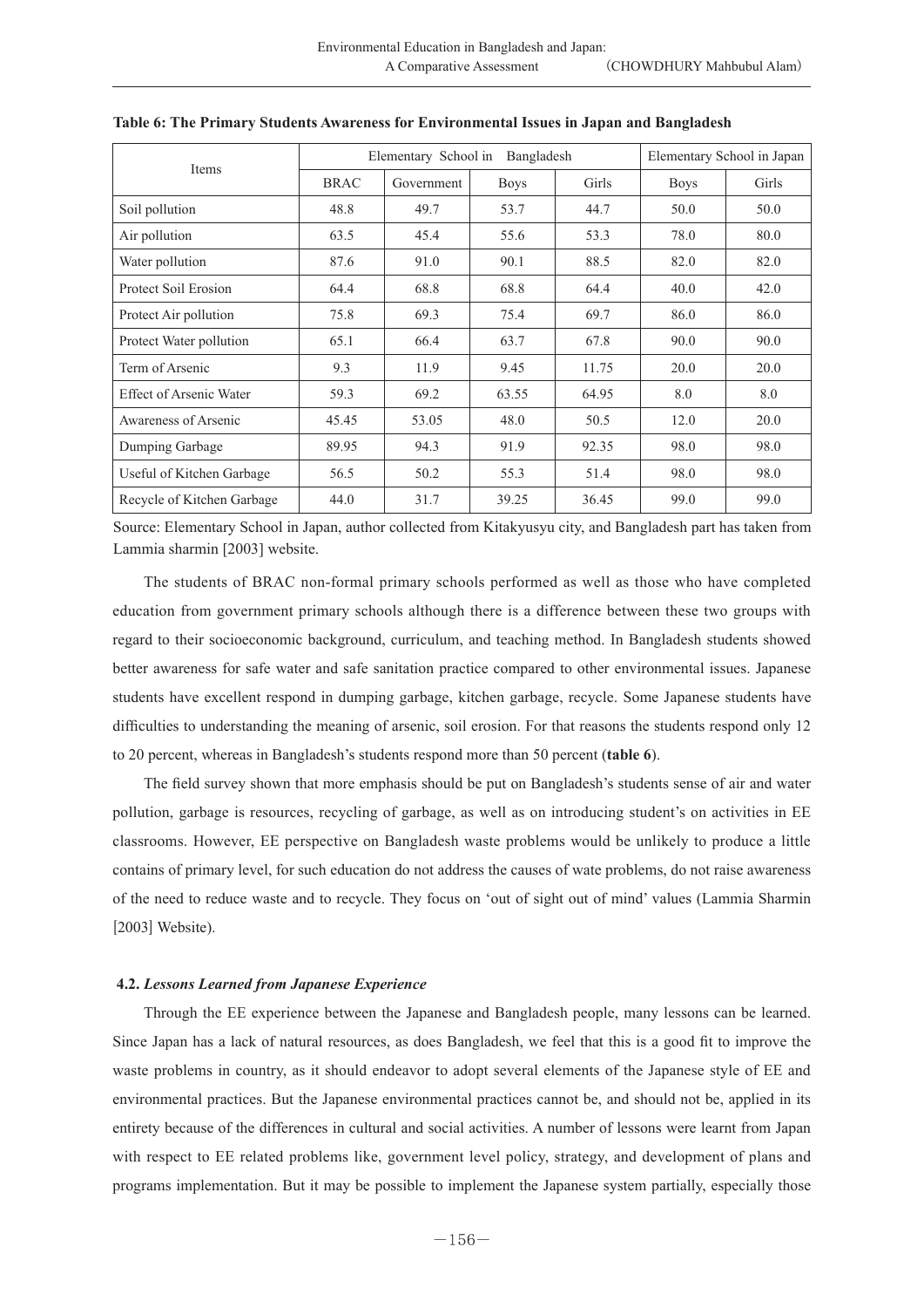**Table 6: The Primary Students Awareness for Environmental Issues in Japan and Bangladesh**

| Items | Elementary School in Bangladesh | | | | Elementary School in Japan | |
|---|---|---|---|---|---|---|
| | BRAC | Government | Boys | Girls | Boys | Girls |
| Soil pollution | 48.8 | 49.7 | 53.7 | 44.7 | 50.0 | 50.0 |
| Air pollution | 63.5 | 45.4 | 55.6 | 53.3 | 78.0 | 80.0 |
| Water pollution | 87.6 | 91.0 | 90.1 | 88.5 | 82.0 | 82.0 |
| Protect Soil Erosion | 64.4 | 68.8 | 68.8 | 64.4 | 40.0 | 42.0 |
| Protect Air pollution | 75.8 | 69.3 | 75.4 | 69.7 | 86.0 | 86.0 |
| Protect Water pollution | 65.1 | 66.4 | 63.7 | 67.8 | 90.0 | 90.0 |
| Term of Arsenic | 9.3 | 11.9 | 9.45 | 11.75 | 20.0 | 20.0 |
| Effect of Arsenic Water | 59.3 | 69.2 | 63.55 | 64.95 | 8.0 | 8.0 |
| Awareness of Arsenic | 45.45 | 53.05 | 48.0 | 50.5 | 12.0 | 20.0 |
| Dumping Garbage | 89.95 | 94.3 | 91.9 | 92.35 | 98.0 | 98.0 |
| Useful of Kitchen Garbage | 56.5 | 50.2 | 55.3 | 51.4 | 98.0 | 98.0 |
| Recycle of Kitchen Garbage | 44.0 | 31.7 | 39.25 | 36.45 | 99.0 | 99.0 |

Source: Elementary School in Japan, author collected from Kitakyusyu city, and Bangladesh part has taken from Lammia sharmin [2003] website.

The students of BRAC non-formal primary schools performed as well as those who have completed education from government primary schools although there is a difference between these two groups with regard to their socioeconomic background, curriculum, and teaching method. In Bangladesh students showed better awareness for safe water and safe sanitation practice compared to other environmental issues. Japanese students have excellent respond in dumping garbage, kitchen garbage, recycle. Some Japanese students have difficulties to understanding the meaning of arsenic, soil erosion. For that reasons the students respond only 12 to 20 percent, whereas in Bangladesh's students respond more than 50 percent (**table 6**).

The field survey shown that more emphasis should be put on Bangladesh's students sense of air and water pollution, garbage is resources, recycling of garbage, as well as on introducing student's on activities in EE classrooms. However, EE perspective on Bangladesh waste problems would be unlikely to produce a little contains of primary level, for such education do not address the causes of wate problems, do not raise awareness of the need to reduce waste and to recycle. They focus on 'out of sight out of mind' values (Lammia Sharmin [2003] Website).

### 4.2. *Lessons Learned from Japanese Experience*

Through the EE experience between the Japanese and Bangladesh people, many lessons can be learned. Since Japan has a lack of natural resources, as does Bangladesh, we feel that this is a good fit to improve the waste problems in country, as it should endeavor to adopt several elements of the Japanese style of EE and environmental practices. But the Japanese environmental practices cannot be, and should not be, applied in its entirety because of the differences in cultural and social activities. A number of lessons were learnt from Japan with respect to EE related problems like, government level policy, strategy, and development of plans and programs implementation. But it may be possible to implement the Japanese system partially, especially those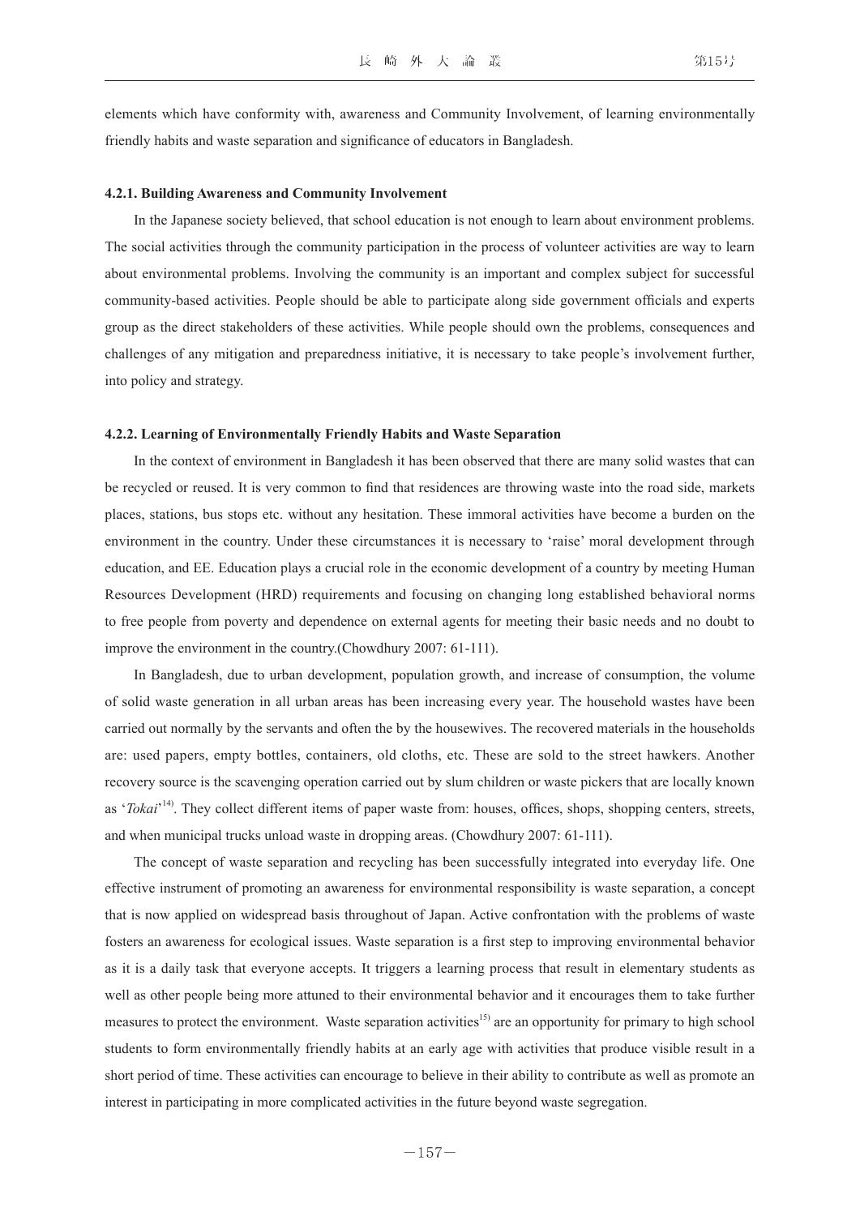elements which have conformity with, awareness and Community Involvement, of learning environmentally friendly habits and waste separation and significance of educators in Bangladesh.

#### 4.2.1. Building Awareness and Community Involvement

In the Japanese society believed, that school education is not enough to learn about environment problems. The social activities through the community participation in the process of volunteer activities are way to learn about environmental problems. Involving the community is an important and complex subject for successful community-based activities. People should be able to participate along side government officials and experts group as the direct stakeholders of these activities. While people should own the problems, consequences and challenges of any mitigation and preparedness initiative, it is necessary to take people's involvement further, into policy and strategy.

#### 4.2.2. Learning of Environmentally Friendly Habits and Waste Separation

In the context of environment in Bangladesh it has been observed that there are many solid wastes that can be recycled or reused. It is very common to find that residences are throwing waste into the road side, markets places, stations, bus stops etc. without any hesitation. These immoral activities have become a burden on the environment in the country. Under these circumstances it is necessary to 'raise' moral development through education, and EE. Education plays a crucial role in the economic development of a country by meeting Human Resources Development (HRD) requirements and focusing on changing long established behavioral norms to free people from poverty and dependence on external agents for meeting their basic needs and no doubt to improve the environment in the country.(Chowdhury 2007: 61-111).

In Bangladesh, due to urban development, population growth, and increase of consumption, the volume of solid waste generation in all urban areas has been increasing every year. The household wastes have been carried out normally by the servants and often the by the housewives. The recovered materials in the households are: used papers, empty bottles, containers, old cloths, etc. These are sold to the street hawkers. Another recovery source is the scavenging operation carried out by slum children or waste pickers that are locally known as '*Tokai*'[14]. They collect different items of paper waste from: houses, offices, shops, shopping centers, streets, and when municipal trucks unload waste in dropping areas. (Chowdhury 2007: 61-111).

The concept of waste separation and recycling has been successfully integrated into everyday life. One effective instrument of promoting an awareness for environmental responsibility is waste separation, a concept that is now applied on widespread basis throughout of Japan. Active confrontation with the problems of waste fosters an awareness for ecological issues. Waste separation is a first step to improving environmental behavior as it is a daily task that everyone accepts. It triggers a learning process that result in elementary students as well as other people being more attuned to their environmental behavior and it encourages them to take further measures to protect the environment. Waste separation activities[15] are an opportunity for primary to high school students to form environmentally friendly habits at an early age with activities that produce visible result in a short period of time. These activities can encourage to believe in their ability to contribute as well as promote an interest in participating in more complicated activities in the future beyond waste segregation.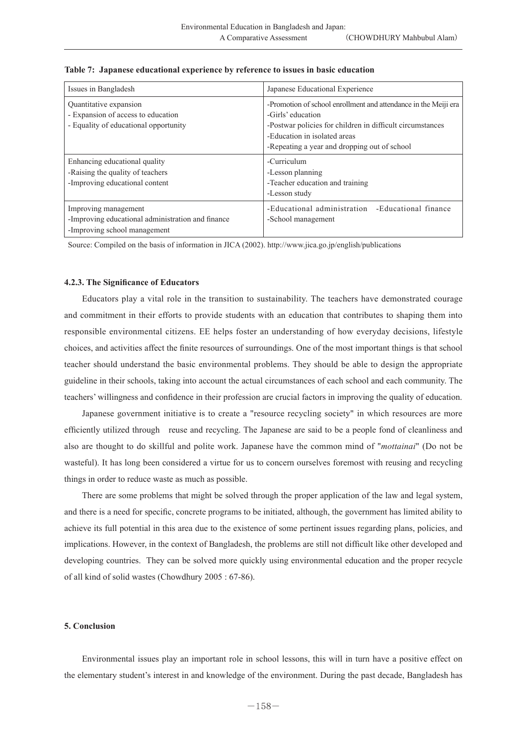**Table 7: Japanese educational experience by reference to issues in basic education**

| Issues in Bangladesh | Japanese Educational Experience |
|---|---|
| Quantitative expansion<br>- Expansion of access to education<br>- Equality of educational opportunity | -Promotion of school enrollment and attendance in the Meiji era<br>-Girls' education<br>-Postwar policies for children in difficult circumstances<br>-Education in isolated areas<br>-Repeating a year and dropping out of school |
| Enhancing educational quality<br>-Raising the quality of teachers<br>-Improving educational content | -Curriculum<br>-Lesson planning<br>-Teacher education and training<br>-Lesson study |
| Improving management<br>-Improving educational administration and finance<br>-Improving school management | -Educational administration -Educational finance<br>-School management |

Source: Compiled on the basis of information in JICA (2002). http://www.jica.go.jp/english/publications

#### 4.2.3. The Significance of Educators

Educators play a vital role in the transition to sustainability. The teachers have demonstrated courage and commitment in their efforts to provide students with an education that contributes to shaping them into responsible environmental citizens. EE helps foster an understanding of how everyday decisions, lifestyle choices, and activities affect the finite resources of surroundings. One of the most important things is that school teacher should understand the basic environmental problems. They should be able to design the appropriate guideline in their schools, taking into account the actual circumstances of each school and each community. The teachers' willingness and confidence in their profession are crucial factors in improving the quality of education.

Japanese government initiative is to create a "resource recycling society" in which resources are more efficiently utilized through reuse and recycling. The Japanese are said to be a people fond of cleanliness and also are thought to do skillful and polite work. Japanese have the common mind of "*mottainai*" (Do not be wasteful). It has long been considered a virtue for us to concern ourselves foremost with reusing and recycling things in order to reduce waste as much as possible.

There are some problems that might be solved through the proper application of the law and legal system, and there is a need for specific, concrete programs to be initiated, although, the government has limited ability to achieve its full potential in this area due to the existence of some pertinent issues regarding plans, policies, and implications. However, in the context of Bangladesh, the problems are still not difficult like other developed and developing countries. They can be solved more quickly using environmental education and the proper recycle of all kind of solid wastes (Chowdhury 2005 : 67-86).

## 5. Conclusion

Environmental issues play an important role in school lessons, this will in turn have a positive effect on the elementary student's interest in and knowledge of the environment. During the past decade, Bangladesh has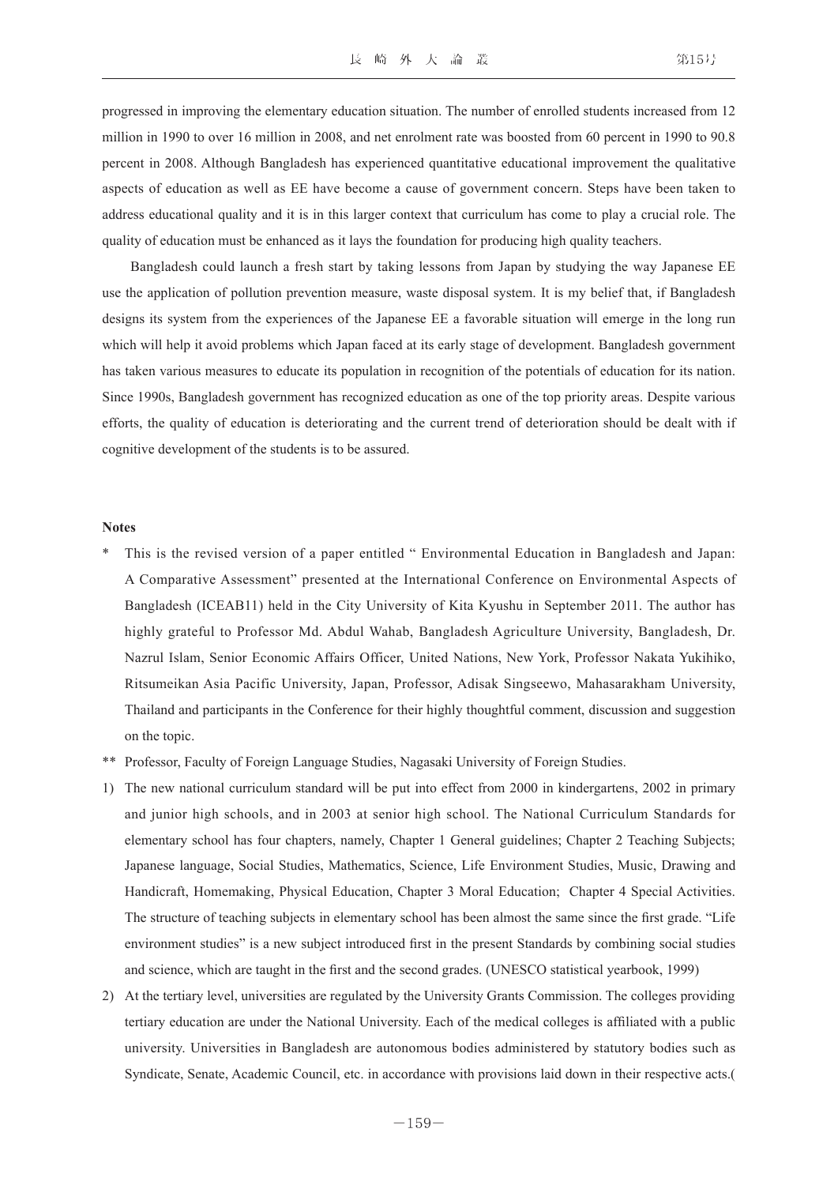progressed in improving the elementary education situation. The number of enrolled students increased from 12 million in 1990 to over 16 million in 2008, and net enrolment rate was boosted from 60 percent in 1990 to 90.8 percent in 2008. Although Bangladesh has experienced quantitative educational improvement the qualitative aspects of education as well as EE have become a cause of government concern. Steps have been taken to address educational quality and it is in this larger context that curriculum has come to play a crucial role. The quality of education must be enhanced as it lays the foundation for producing high quality teachers.

Bangladesh could launch a fresh start by taking lessons from Japan by studying the way Japanese EE use the application of pollution prevention measure, waste disposal system. It is my belief that, if Bangladesh designs its system from the experiences of the Japanese EE a favorable situation will emerge in the long run which will help it avoid problems which Japan faced at its early stage of development. Bangladesh government has taken various measures to educate its population in recognition of the potentials of education for its nation. Since 1990s, Bangladesh government has recognized education as one of the top priority areas. Despite various efforts, the quality of education is deteriorating and the current trend of deterioration should be dealt with if cognitive development of the students is to be assured.

**Notes**

\* This is the revised version of a paper entitled " Environmental Education in Bangladesh and Japan: A Comparative Assessment" presented at the International Conference on Environmental Aspects of Bangladesh (ICEAB11) held in the City University of Kita Kyushu in September 2011. The author has highly grateful to Professor Md. Abdul Wahab, Bangladesh Agriculture University, Bangladesh, Dr. Nazrul Islam, Senior Economic Affairs Officer, United Nations, New York, Professor Nakata Yukihiko, Ritsumeikan Asia Pacific University, Japan, Professor, Adisak Singseewo, Mahasarakham University, Thailand and participants in the Conference for their highly thoughtful comment, discussion and suggestion on the topic.

\*\* Professor, Faculty of Foreign Language Studies, Nagasaki University of Foreign Studies.

1) The new national curriculum standard will be put into effect from 2000 in kindergartens, 2002 in primary and junior high schools, and in 2003 at senior high school. The National Curriculum Standards for elementary school has four chapters, namely, Chapter 1 General guidelines; Chapter 2 Teaching Subjects; Japanese language, Social Studies, Mathematics, Science, Life Environment Studies, Music, Drawing and Handicraft, Homemaking, Physical Education, Chapter 3 Moral Education; Chapter 4 Special Activities. The structure of teaching subjects in elementary school has been almost the same since the first grade. "Life environment studies" is a new subject introduced first in the present Standards by combining social studies and science, which are taught in the first and the second grades. (UNESCO statistical yearbook, 1999)

2) At the tertiary level, universities are regulated by the University Grants Commission. The colleges providing tertiary education are under the National University. Each of the medical colleges is affiliated with a public university. Universities in Bangladesh are autonomous bodies administered by statutory bodies such as Syndicate, Senate, Academic Council, etc. in accordance with provisions laid down in their respective acts.(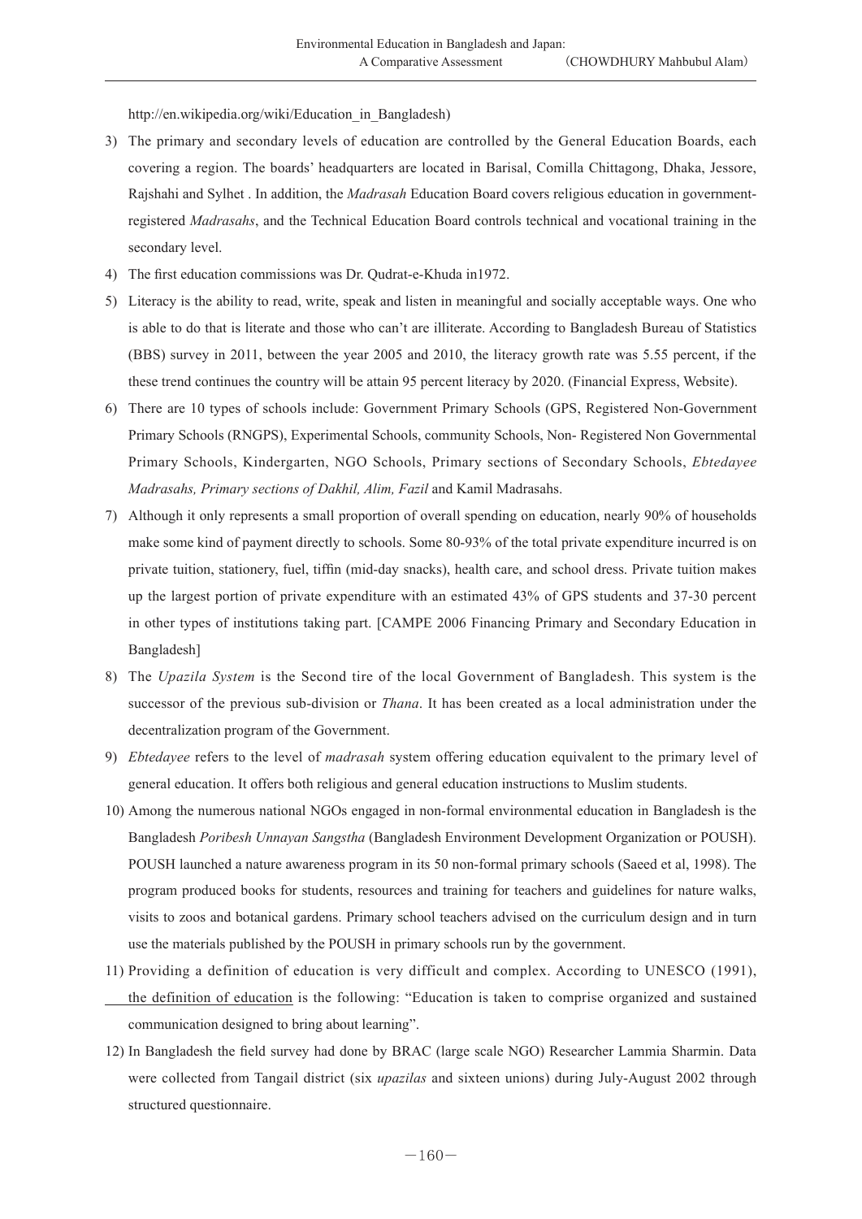http://en.wikipedia.org/wiki/Education_in_Bangladesh)

3) The primary and secondary levels of education are controlled by the General Education Boards, each covering a region. The boards' headquarters are located in Barisal, Comilla Chittagong, Dhaka, Jessore, Rajshahi and Sylhet . In addition, the *Madrasah* Education Board covers religious education in government-registered *Madrasahs*, and the Technical Education Board controls technical and vocational training in the secondary level.

4) The first education commissions was Dr. Qudrat-e-Khuda in1972.

5) Literacy is the ability to read, write, speak and listen in meaningful and socially acceptable ways. One who is able to do that is literate and those who can't are illiterate. According to Bangladesh Bureau of Statistics (BBS) survey in 2011, between the year 2005 and 2010, the literacy growth rate was 5.55 percent, if the these trend continues the country will be attain 95 percent literacy by 2020. (Financial Express, Website).

6) There are 10 types of schools include: Government Primary Schools (GPS, Registered Non-Government Primary Schools (RNGPS), Experimental Schools, community Schools, Non- Registered Non Governmental Primary Schools, Kindergarten, NGO Schools, Primary sections of Secondary Schools, *Ebtedayee Madrasahs, Primary sections of Dakhil, Alim, Fazil* and Kamil Madrasahs.

7) Although it only represents a small proportion of overall spending on education, nearly 90% of households make some kind of payment directly to schools. Some 80-93% of the total private expenditure incurred is on private tuition, stationery, fuel, tiffin (mid-day snacks), health care, and school dress. Private tuition makes up the largest portion of private expenditure with an estimated 43% of GPS students and 37-30 percent in other types of institutions taking part. [CAMPE 2006 Financing Primary and Secondary Education in Bangladesh]

8) The *Upazila System* is the Second tire of the local Government of Bangladesh. This system is the successor of the previous sub-division or *Thana*. It has been created as a local administration under the decentralization program of the Government.

9) *Ebtedayee* refers to the level of *madrasah* system offering education equivalent to the primary level of general education. It offers both religious and general education instructions to Muslim students.

10) Among the numerous national NGOs engaged in non-formal environmental education in Bangladesh is the Bangladesh *Poribesh Unnayan Sangstha* (Bangladesh Environment Development Organization or POUSH). POUSH launched a nature awareness program in its 50 non-formal primary schools (Saeed et al, 1998). The program produced books for students, resources and training for teachers and guidelines for nature walks, visits to zoos and botanical gardens. Primary school teachers advised on the curriculum design and in turn use the materials published by the POUSH in primary schools run by the government.

11) Providing a definition of education is very difficult and complex. According to UNESCO (1991), the definition of education is the following: "Education is taken to comprise organized and sustained communication designed to bring about learning".

12) In Bangladesh the field survey had done by BRAC (large scale NGO) Researcher Lammia Sharmin. Data were collected from Tangail district (six *upazilas* and sixteen unions) during July-August 2002 through structured questionnaire.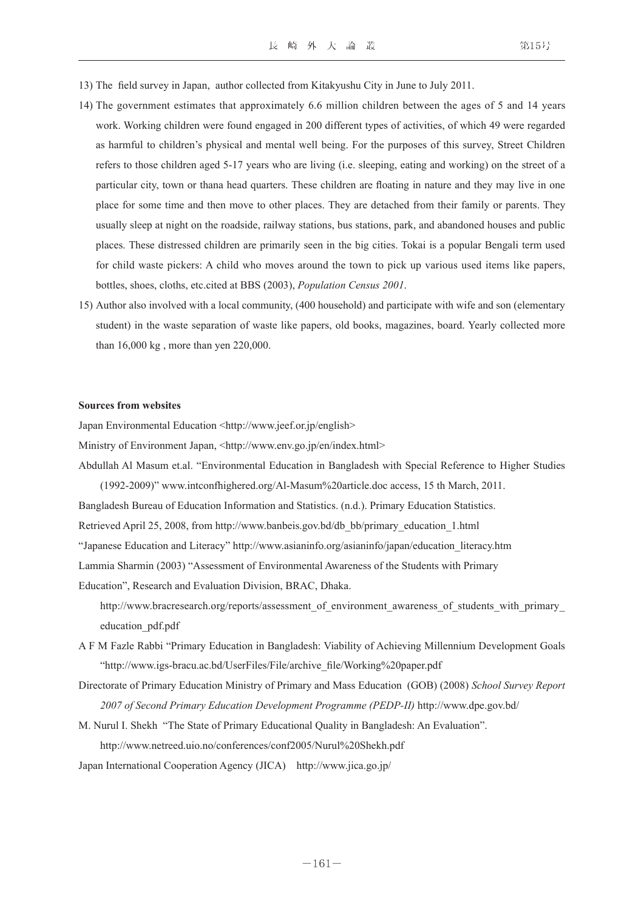13) The field survey in Japan, author collected from Kitakyushu City in June to July 2011.

14) The government estimates that approximately 6.6 million children between the ages of 5 and 14 years work. Working children were found engaged in 200 different types of activities, of which 49 were regarded as harmful to children's physical and mental well being. For the purposes of this survey, Street Children refers to those children aged 5-17 years who are living (i.e. sleeping, eating and working) on the street of a particular city, town or thana head quarters. These children are floating in nature and they may live in one place for some time and then move to other places. They are detached from their family or parents. They usually sleep at night on the roadside, railway stations, bus stations, park, and abandoned houses and public places. These distressed children are primarily seen in the big cities. Tokai is a popular Bengali term used for child waste pickers: A child who moves around the town to pick up various used items like papers, bottles, shoes, cloths, etc.cited at BBS (2003), *Population Census 2001*.

15) Author also involved with a local community, (400 household) and participate with wife and son (elementary student) in the waste separation of waste like papers, old books, magazines, board. Yearly collected more than 16,000 kg , more than yen 220,000.

**Sources from websites**

Japan Environmental Education <http://www.jeef.or.jp/english>

Ministry of Environment Japan, <http://www.env.go.jp/en/index.html>

Abdullah Al Masum et.al. "Environmental Education in Bangladesh with Special Reference to Higher Studies (1992-2009)" www.intconfhighered.org/Al-Masum%20article.doc access, 15 th March, 2011.

Bangladesh Bureau of Education Information and Statistics. (n.d.). Primary Education Statistics.

Retrieved April 25, 2008, from http://www.banbeis.gov.bd/db_bb/primary_education_1.html

"Japanese Education and Literacy" http://www.asianinfo.org/asianinfo/japan/education_literacy.htm

Lammia Sharmin (2003) "Assessment of Environmental Awareness of the Students with Primary Education", Research and Evaluation Division, BRAC, Dhaka.

http://www.bracresearch.org/reports/assessment_of_environment_awareness_of_students_with_primary_education_pdf.pdf

A F M Fazle Rabbi "Primary Education in Bangladesh: Viability of Achieving Millennium Development Goals "http://www.igs-bracu.ac.bd/UserFiles/File/archive_file/Working%20paper.pdf

Directorate of Primary Education Ministry of Primary and Mass Education (GOB) (2008) *School Survey Report 2007 of Second Primary Education Development Programme (PEDP-II)* http://www.dpe.gov.bd/

M. Nurul I. Shekh "The State of Primary Educational Quality in Bangladesh: An Evaluation".
http://www.netreed.uio.no/conferences/conf2005/Nurul%20Shekh.pdf

Japan International Cooperation Agency (JICA) http://www.jica.go.jp/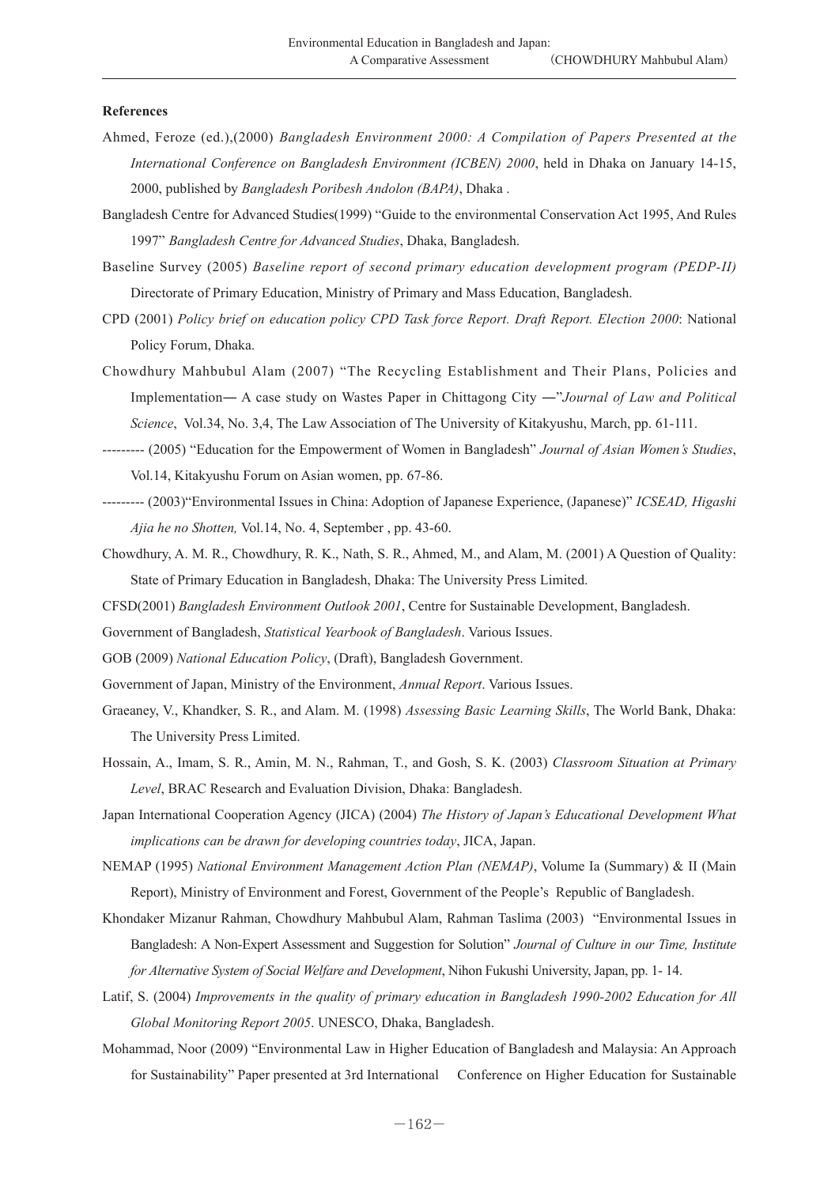**References**

Ahmed, Feroze (ed.),(2000) *Bangladesh Environment 2000: A Compilation of Papers Presented at the International Conference on Bangladesh Environment (ICBEN) 2000*, held in Dhaka on January 14-15, 2000, published by *Bangladesh Poribesh Andolon (BAPA)*, Dhaka .

Bangladesh Centre for Advanced Studies(1999) "Guide to the environmental Conservation Act 1995, And Rules 1997" *Bangladesh Centre for Advanced Studies*, Dhaka, Bangladesh.

Baseline Survey (2005) *Baseline report of second primary education development program (PEDP-II)* Directorate of Primary Education, Ministry of Primary and Mass Education, Bangladesh.

CPD (2001) *Policy brief on education policy CPD Task force Report. Draft Report. Election 2000*: National Policy Forum, Dhaka.

Chowdhury Mahbubul Alam (2007) "The Recycling Establishment and Their Plans, Policies and Implementation― A case study on Wastes Paper in Chittagong City ―"*Journal of Law and Political Science*, Vol.34, No. 3,4, The Law Association of The University of Kitakyushu, March, pp. 61-111.

--------- (2005) "Education for the Empowerment of Women in Bangladesh" *Journal of Asian Women's Studies*, Vol.14, Kitakyushu Forum on Asian women, pp. 67-86.

--------- (2003)"Environmental Issues in China: Adoption of Japanese Experience, (Japanese)" *ICSEAD, Higashi Ajia he no Shotten,* Vol.14, No. 4, September , pp. 43-60.

Chowdhury, A. M. R., Chowdhury, R. K., Nath, S. R., Ahmed, M., and Alam, M. (2001) A Question of Quality: State of Primary Education in Bangladesh, Dhaka: The University Press Limited.

CFSD(2001) *Bangladesh Environment Outlook 2001*, Centre for Sustainable Development, Bangladesh.

Government of Bangladesh, *Statistical Yearbook of Bangladesh*. Various Issues.

GOB (2009) *National Education Policy*, (Draft), Bangladesh Government.

Government of Japan, Ministry of the Environment, *Annual Report*. Various Issues.

Graeaney, V., Khandker, S. R., and Alam. M. (1998) *Assessing Basic Learning Skills*, The World Bank, Dhaka: The University Press Limited.

Hossain, A., Imam, S. R., Amin, M. N., Rahman, T., and Gosh, S. K. (2003) *Classroom Situation at Primary Level*, BRAC Research and Evaluation Division, Dhaka: Bangladesh.

Japan International Cooperation Agency (JICA) (2004) *The History of Japan's Educational Development What implications can be drawn for developing countries today*, JICA, Japan.

NEMAP (1995) *National Environment Management Action Plan (NEMAP)*, Volume Ia (Summary) & II (Main Report), Ministry of Environment and Forest, Government of the People's Republic of Bangladesh.

Khondaker Mizanur Rahman, Chowdhury Mahbubul Alam, Rahman Taslima (2003) "Environmental Issues in Bangladesh: A Non-Expert Assessment and Suggestion for Solution" *Journal of Culture in our Time, Institute for Alternative System of Social Welfare and Development*, Nihon Fukushi University, Japan, pp. 1- 14.

Latif, S. (2004) *Improvements in the quality of primary education in Bangladesh 1990-2002 Education for All Global Monitoring Report 2005*. UNESCO, Dhaka, Bangladesh.

Mohammad, Noor (2009) "Environmental Law in Higher Education of Bangladesh and Malaysia: An Approach for Sustainability" Paper presented at 3rd International Conference on Higher Education for Sustainable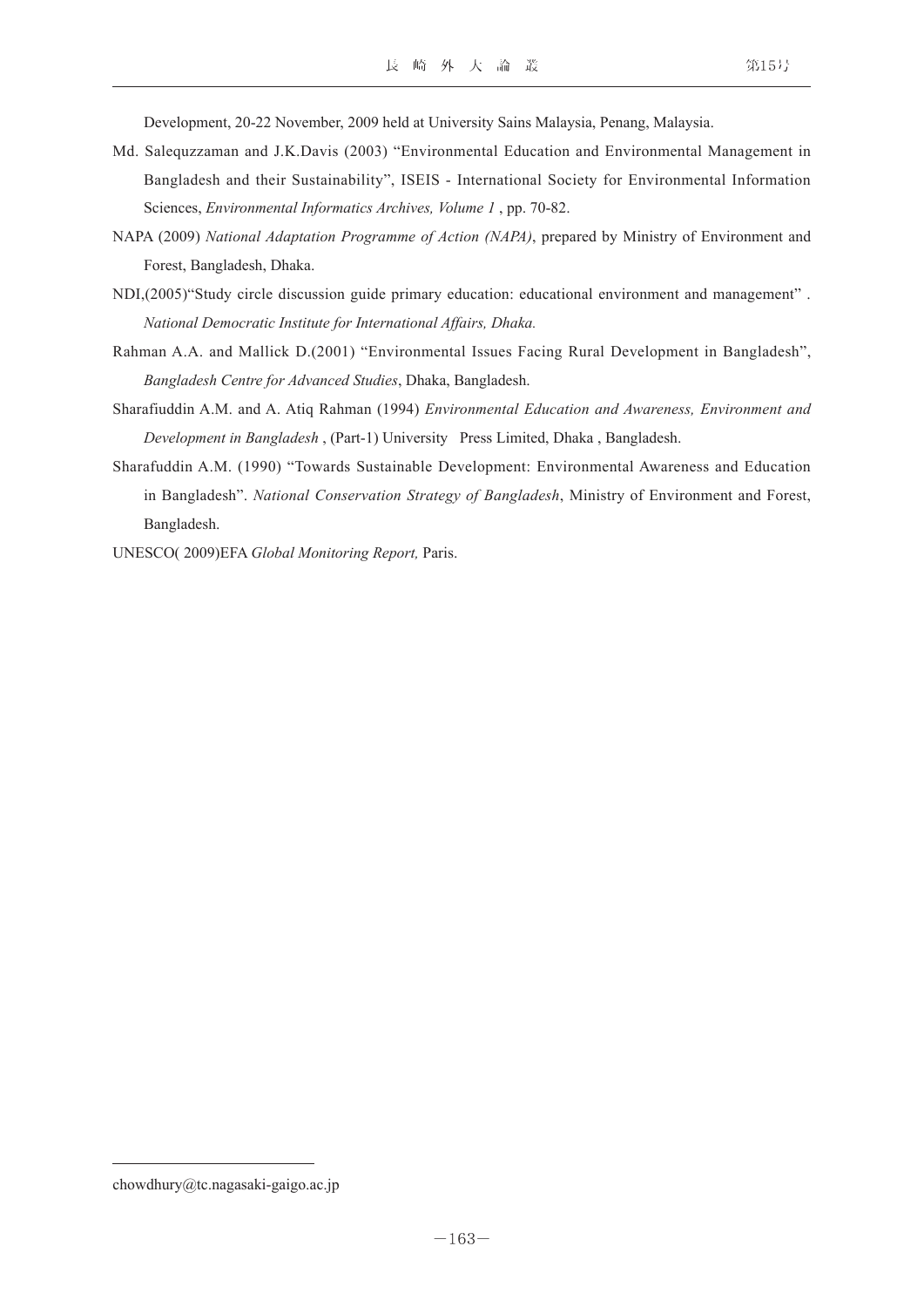Development, 20-22 November, 2009 held at University Sains Malaysia, Penang, Malaysia.

Md. Salequzzaman and J.K.Davis (2003) "Environmental Education and Environmental Management in Bangladesh and their Sustainability", ISEIS - International Society for Environmental Information Sciences, *Environmental Informatics Archives, Volume 1* , pp. 70-82.

NAPA (2009) *National Adaptation Programme of Action (NAPA)*, prepared by Ministry of Environment and Forest, Bangladesh, Dhaka.

NDI,(2005)"Study circle discussion guide primary education: educational environment and management" . *National Democratic Institute for International Affairs, Dhaka.*

Rahman A.A. and Mallick D.(2001) "Environmental Issues Facing Rural Development in Bangladesh", *Bangladesh Centre for Advanced Studies*, Dhaka, Bangladesh.

Sharafiuddin A.M. and A. Atiq Rahman (1994) *Environmental Education and Awareness, Environment and Development in Bangladesh* , (Part-1) University Press Limited, Dhaka , Bangladesh.

Sharafuddin A.M. (1990) "Towards Sustainable Development: Environmental Awareness and Education in Bangladesh". *National Conservation Strategy of Bangladesh*, Ministry of Environment and Forest, Bangladesh.

UNESCO( 2009)EFA *Global Monitoring Report,* Paris.

---

chowdhury@tc.nagasaki-gaigo.ac.jp